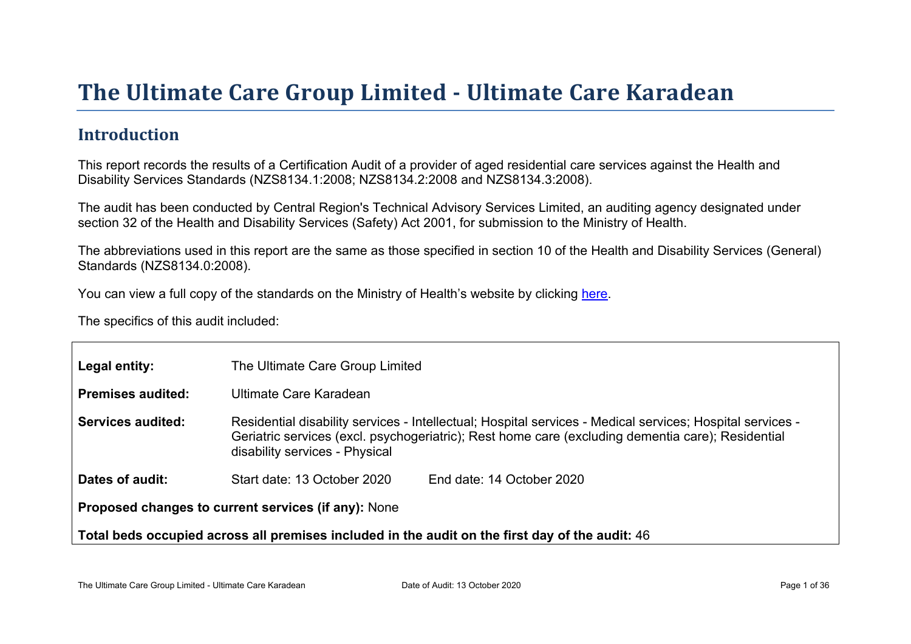# The Ultimate Care Group Limited - Ultimate Care Karadean

## Introduction

This report records the results of a Certification Audit of a provider of aged residential care services against the Health and Disability Services Standards (NZS8134.1:2008; NZS8134.2:2008 and NZS8134.3:2008).

The audit has been conducted by Central Region's Technical Advisory Services Limited, an auditing agency designated under section 32 of the Health and Disability Services (Safety) Act 2001, for submission to the Ministry of Health.

The abbreviations used in this report are the same as those specified in section 10 of the Health and Disability Services (General) Standards (NZS8134.0:2008).

You can view a full copy of the standards on the Ministry of Health's website by clicking here.

The specifics of this audit included:

| | | |
|---|---|---|
| **Legal entity:** | The Ultimate Care Group Limited | |
| **Premises audited:** | Ultimate Care Karadean | |
| **Services audited:** | Residential disability services - Intellectual; Hospital services - Medical services; Hospital services - Geriatric services (excl. psychogeriatric); Rest home care (excluding dementia care); Residential disability services - Physical | |
| **Dates of audit:** | Start date: 13 October 2020 | End date: 14 October 2020 |

**Proposed changes to current services (if any):** None

**Total beds occupied across all premises included in the audit on the first day of the audit:** 46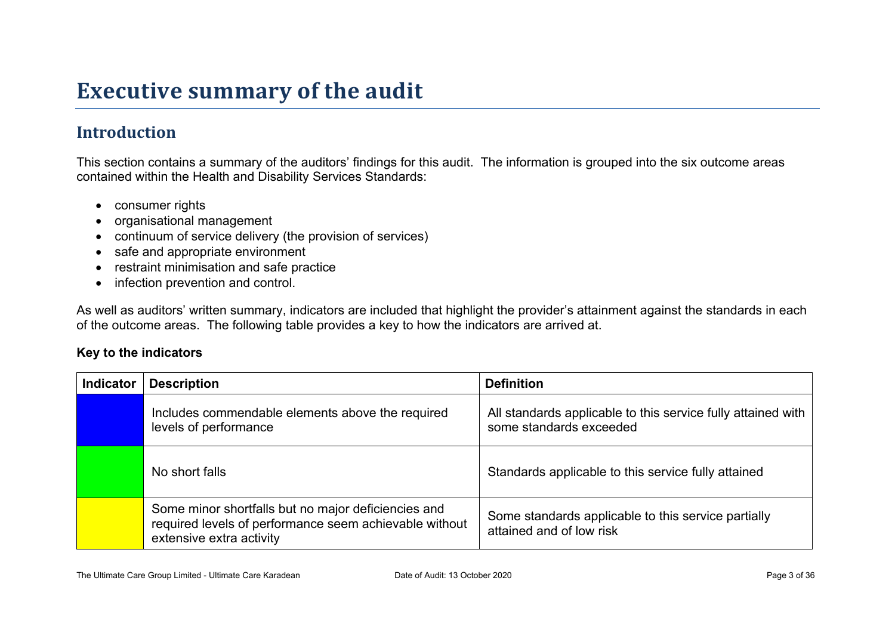# Executive summary of the audit

## Introduction

This section contains a summary of the auditors' findings for this audit. The information is grouped into the six outcome areas contained within the Health and Disability Services Standards:

- consumer rights
- organisational management
- continuum of service delivery (the provision of services)
- safe and appropriate environment
- restraint minimisation and safe practice
- infection prevention and control.

As well as auditors' written summary, indicators are included that highlight the provider's attainment against the standards in each of the outcome areas. The following table provides a key to how the indicators are arrived at.

**Key to the indicators**

| Indicator | Description | Definition |
| --- | --- | --- |
| | Includes commendable elements above the required levels of performance | All standards applicable to this service fully attained with some standards exceeded |
| | No short falls | Standards applicable to this service fully attained |
| | Some minor shortfalls but no major deficiencies and required levels of performance seem achievable without extensive extra activity | Some standards applicable to this service partially attained and of low risk |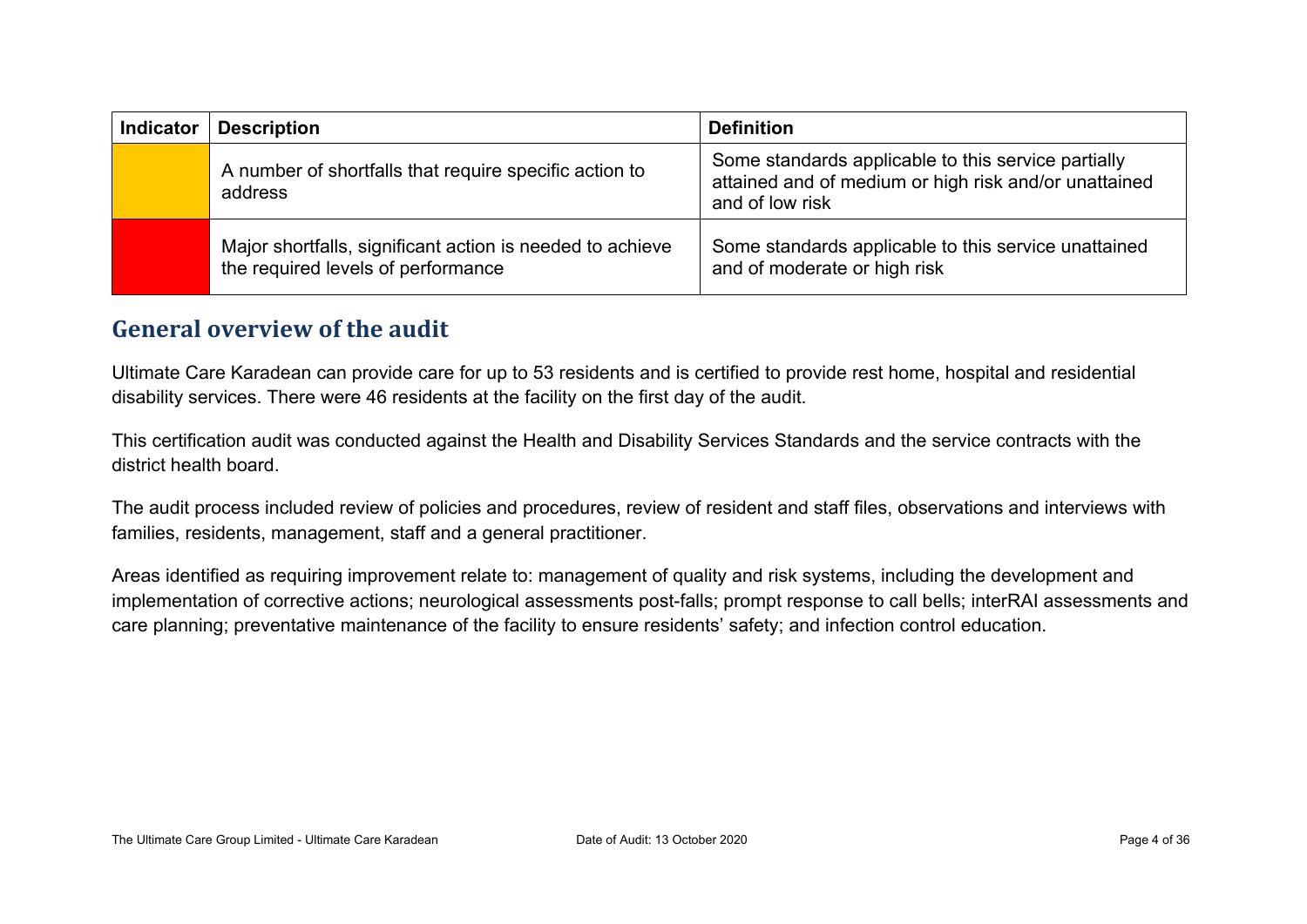| Indicator | Description | Definition |
|---|---|---|
| | A number of shortfalls that require specific action to address | Some standards applicable to this service partially attained and of medium or high risk and/or unattained and of low risk |
| | Major shortfalls, significant action is needed to achieve the required levels of performance | Some standards applicable to this service unattained and of moderate or high risk |

## General overview of the audit

Ultimate Care Karadean can provide care for up to 53 residents and is certified to provide rest home, hospital and residential disability services. There were 46 residents at the facility on the first day of the audit.

This certification audit was conducted against the Health and Disability Services Standards and the service contracts with the district health board.

The audit process included review of policies and procedures, review of resident and staff files, observations and interviews with families, residents, management, staff and a general practitioner.

Areas identified as requiring improvement relate to: management of quality and risk systems, including the development and implementation of corrective actions; neurological assessments post-falls; prompt response to call bells; interRAI assessments and care planning; preventative maintenance of the facility to ensure residents' safety; and infection control education.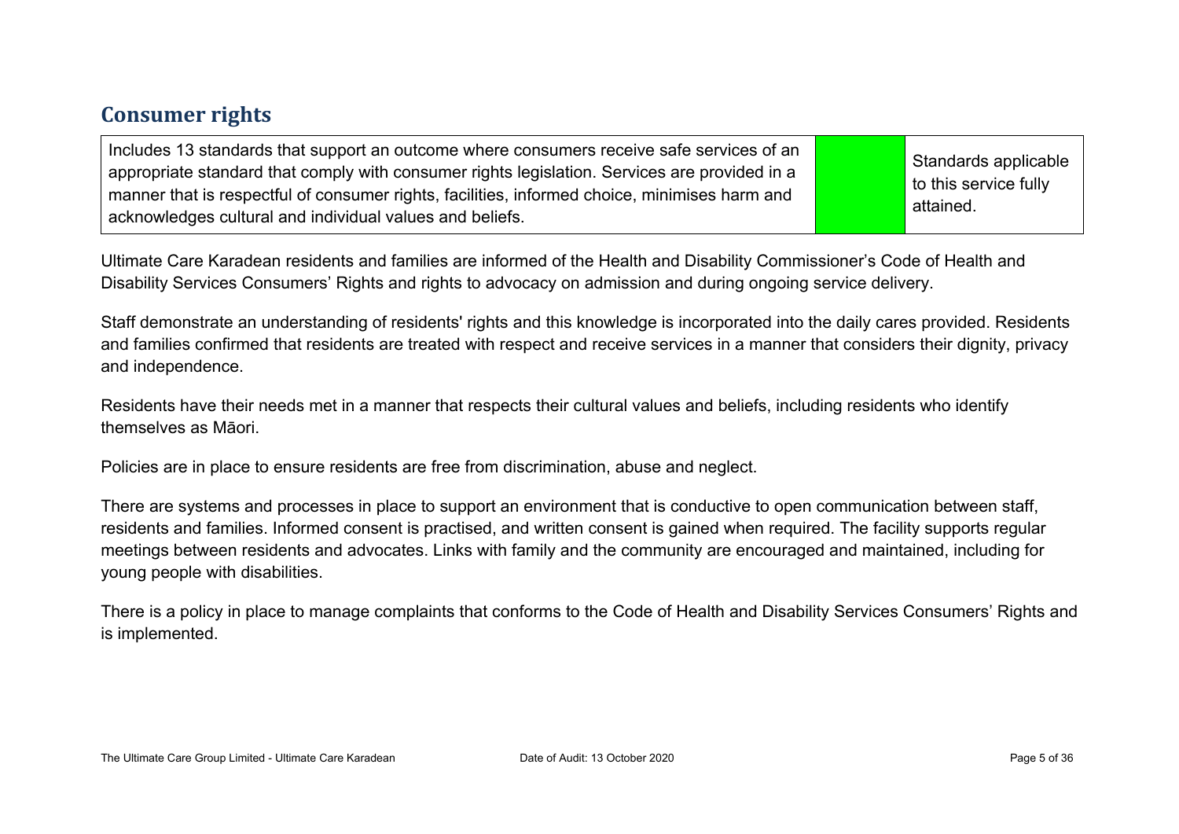## Consumer rights

| Includes 13 standards that support an outcome where consumers receive safe services of an appropriate standard that comply with consumer rights legislation. Services are provided in a manner that is respectful of consumer rights, facilities, informed choice, minimises harm and acknowledges cultural and individual values and beliefs. | | Standards applicable to this service fully attained. |
|---|---|---|

Ultimate Care Karadean residents and families are informed of the Health and Disability Commissioner's Code of Health and Disability Services Consumers' Rights and rights to advocacy on admission and during ongoing service delivery.

Staff demonstrate an understanding of residents' rights and this knowledge is incorporated into the daily cares provided. Residents and families confirmed that residents are treated with respect and receive services in a manner that considers their dignity, privacy and independence.

Residents have their needs met in a manner that respects their cultural values and beliefs, including residents who identify themselves as Māori.

Policies are in place to ensure residents are free from discrimination, abuse and neglect.

There are systems and processes in place to support an environment that is conductive to open communication between staff, residents and families. Informed consent is practised, and written consent is gained when required. The facility supports regular meetings between residents and advocates. Links with family and the community are encouraged and maintained, including for young people with disabilities.

There is a policy in place to manage complaints that conforms to the Code of Health and Disability Services Consumers' Rights and is implemented.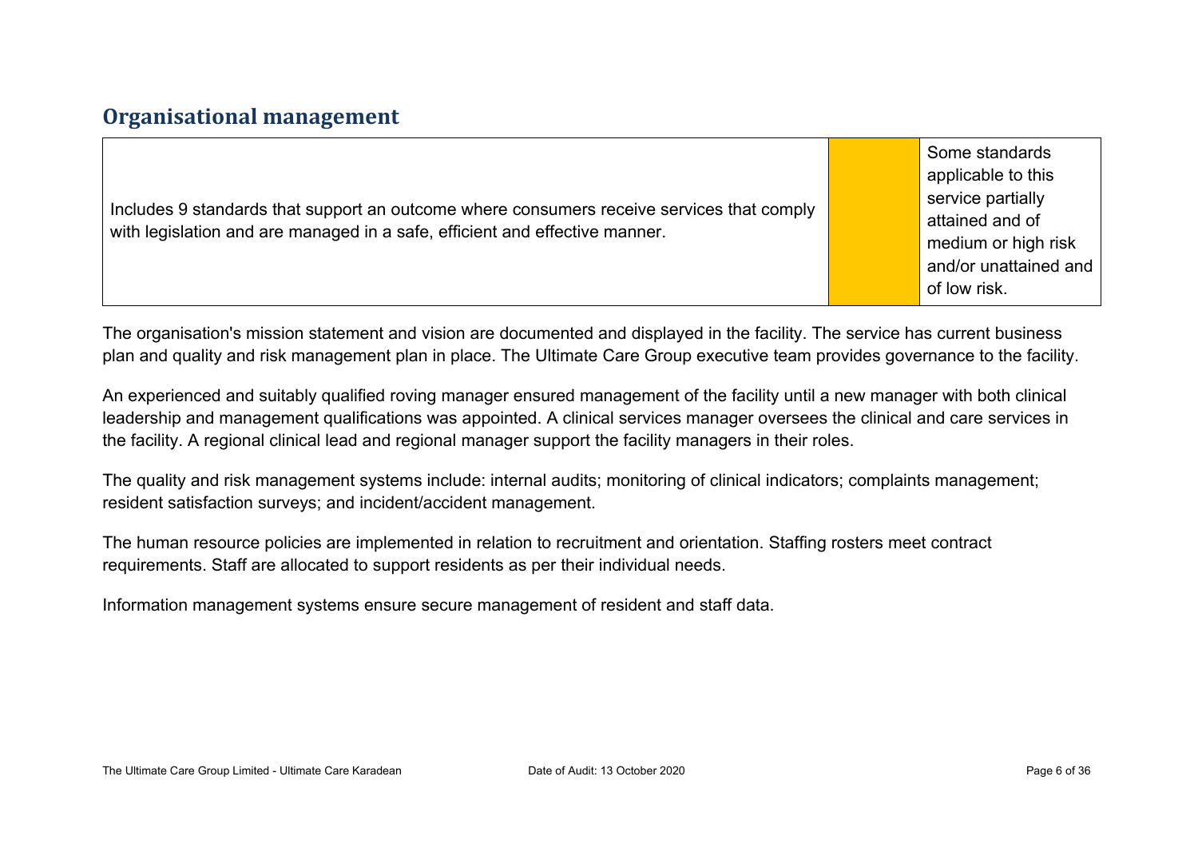## Organisational management

| | | |
|---|---|---|
| Includes 9 standards that support an outcome where consumers receive services that comply with legislation and are managed in a safe, efficient and effective manner. | | Some standards applicable to this service partially attained and of medium or high risk and/or unattained and of low risk. |

The organisation's mission statement and vision are documented and displayed in the facility. The service has current business plan and quality and risk management plan in place. The Ultimate Care Group executive team provides governance to the facility.

An experienced and suitably qualified roving manager ensured management of the facility until a new manager with both clinical leadership and management qualifications was appointed. A clinical services manager oversees the clinical and care services in the facility. A regional clinical lead and regional manager support the facility managers in their roles.

The quality and risk management systems include: internal audits; monitoring of clinical indicators; complaints management; resident satisfaction surveys; and incident/accident management.

The human resource policies are implemented in relation to recruitment and orientation. Staffing rosters meet contract requirements. Staff are allocated to support residents as per their individual needs.

Information management systems ensure secure management of resident and staff data.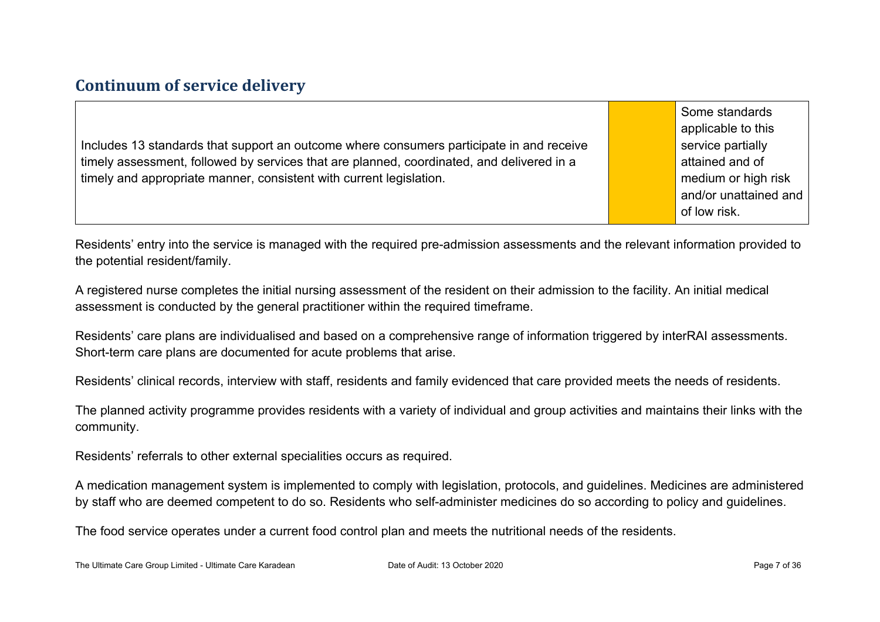## Continuum of service delivery

| Includes 13 standards that support an outcome where consumers participate in and receive timely assessment, followed by services that are planned, coordinated, and delivered in a timely and appropriate manner, consistent with current legislation. | | Some standards applicable to this service partially attained and of medium or high risk and/or unattained and of low risk. |
|---|---|---|

Residents' entry into the service is managed with the required pre-admission assessments and the relevant information provided to the potential resident/family.

A registered nurse completes the initial nursing assessment of the resident on their admission to the facility. An initial medical assessment is conducted by the general practitioner within the required timeframe.

Residents' care plans are individualised and based on a comprehensive range of information triggered by interRAI assessments. Short-term care plans are documented for acute problems that arise.

Residents' clinical records, interview with staff, residents and family evidenced that care provided meets the needs of residents.

The planned activity programme provides residents with a variety of individual and group activities and maintains their links with the community.

Residents' referrals to other external specialities occurs as required.

A medication management system is implemented to comply with legislation, protocols, and guidelines. Medicines are administered by staff who are deemed competent to do so. Residents who self-administer medicines do so according to policy and guidelines.

The food service operates under a current food control plan and meets the nutritional needs of the residents.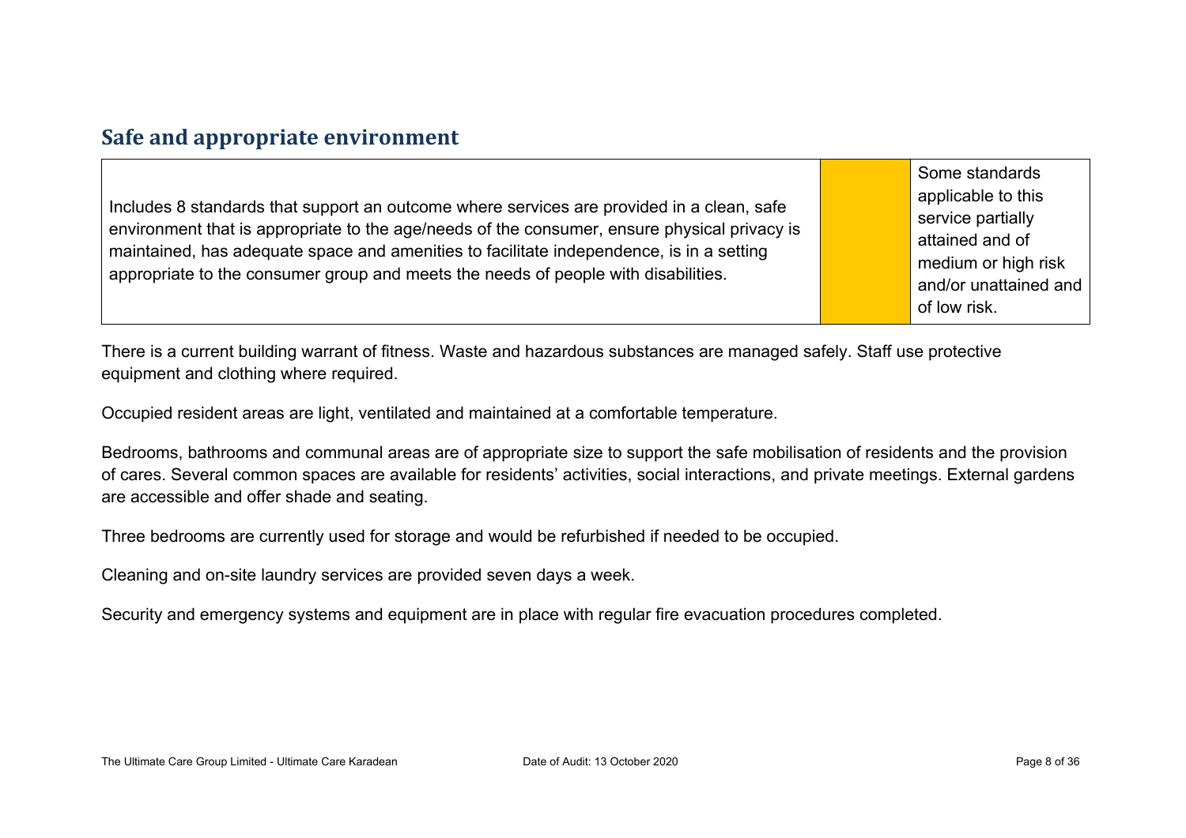## Safe and appropriate environment

| Includes 8 standards that support an outcome where services are provided in a clean, safe environment that is appropriate to the age/needs of the consumer, ensure physical privacy is maintained, has adequate space and amenities to facilitate independence, is in a setting appropriate to the consumer group and meets the needs of people with disabilities. | | Some standards applicable to this service partially attained and of medium or high risk and/or unattained and of low risk. |
|---|---|---|

There is a current building warrant of fitness. Waste and hazardous substances are managed safely. Staff use protective equipment and clothing where required.

Occupied resident areas are light, ventilated and maintained at a comfortable temperature.

Bedrooms, bathrooms and communal areas are of appropriate size to support the safe mobilisation of residents and the provision of cares. Several common spaces are available for residents' activities, social interactions, and private meetings. External gardens are accessible and offer shade and seating.

Three bedrooms are currently used for storage and would be refurbished if needed to be occupied.

Cleaning and on-site laundry services are provided seven days a week.

Security and emergency systems and equipment are in place with regular fire evacuation procedures completed.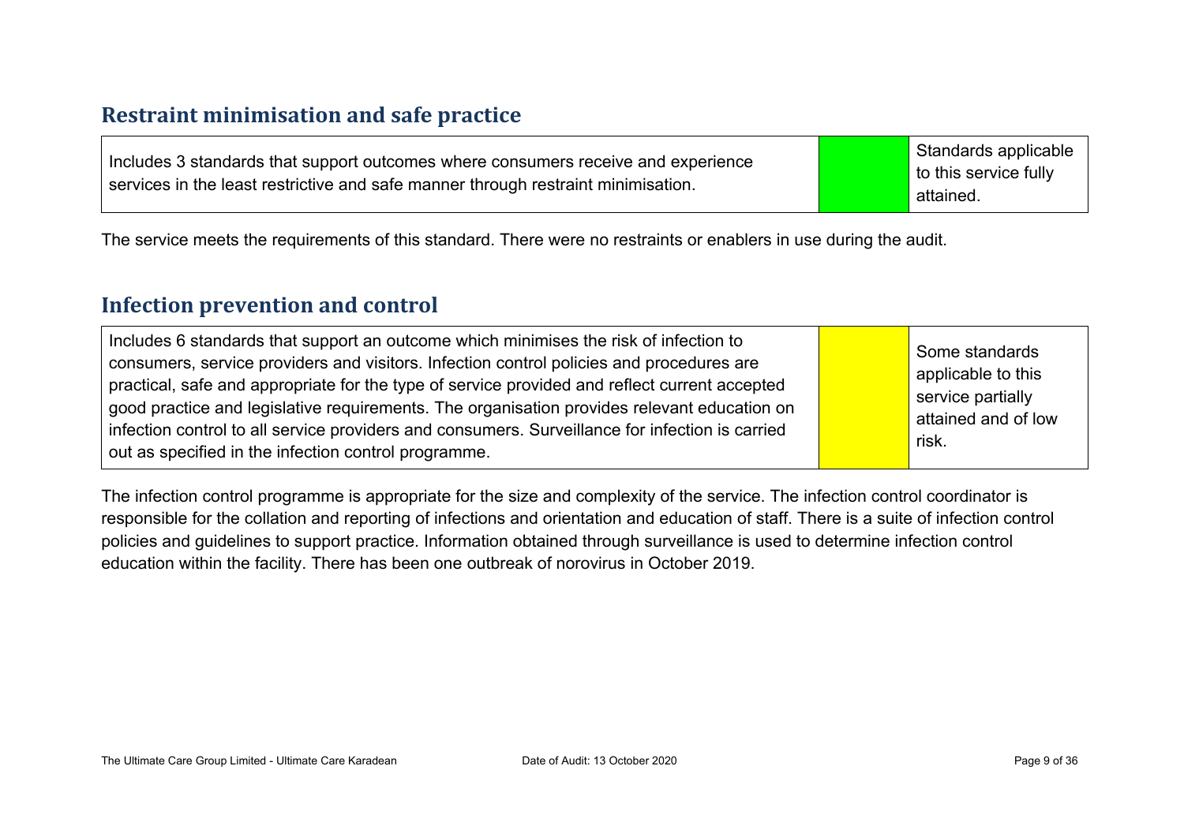## Restraint minimisation and safe practice

| Includes 3 standards that support outcomes where consumers receive and experience services in the least restrictive and safe manner through restraint minimisation. | | Standards applicable to this service fully attained. |
| --- | --- | --- |

The service meets the requirements of this standard. There were no restraints or enablers in use during the audit.

## Infection prevention and control

| Includes 6 standards that support an outcome which minimises the risk of infection to consumers, service providers and visitors. Infection control policies and procedures are practical, safe and appropriate for the type of service provided and reflect current accepted good practice and legislative requirements. The organisation provides relevant education on infection control to all service providers and consumers. Surveillance for infection is carried out as specified in the infection control programme. | | Some standards applicable to this service partially attained and of low risk. |
| --- | --- | --- |

The infection control programme is appropriate for the size and complexity of the service. The infection control coordinator is responsible for the collation and reporting of infections and orientation and education of staff. There is a suite of infection control policies and guidelines to support practice. Information obtained through surveillance is used to determine infection control education within the facility. There has been one outbreak of norovirus in October 2019.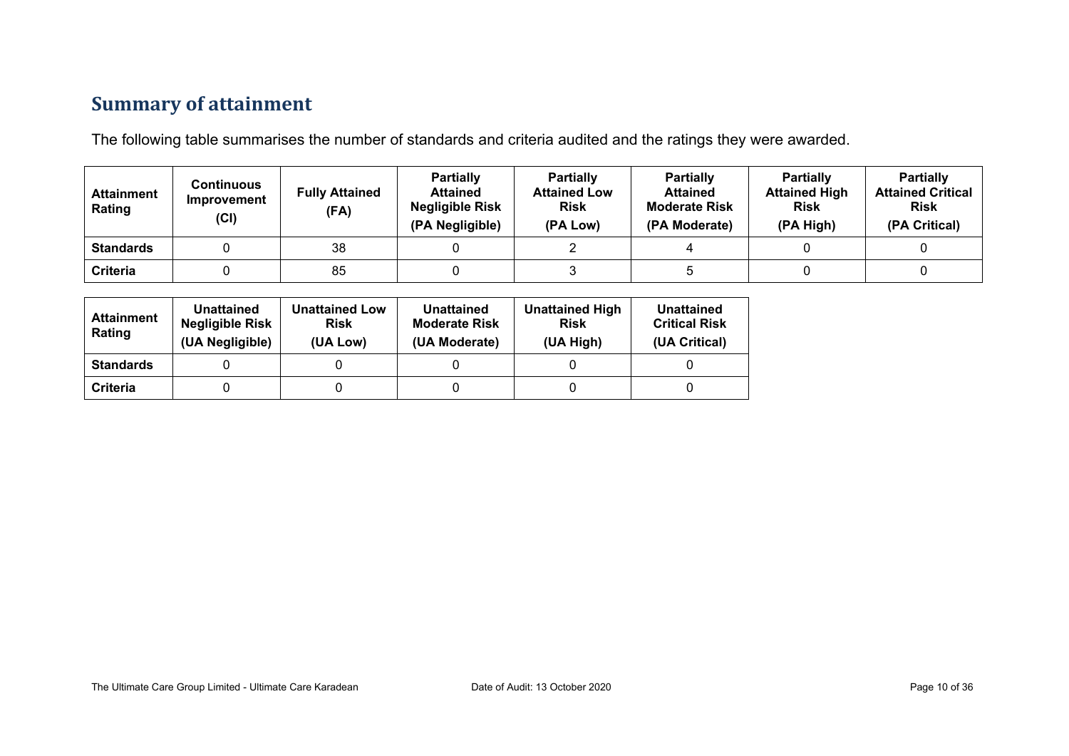## Summary of attainment

The following table summarises the number of standards and criteria audited and the ratings they were awarded.

| Attainment Rating | Continuous Improvement (CI) | Fully Attained (FA) | Partially Attained Negligible Risk (PA Negligible) | Partially Attained Low Risk (PA Low) | Partially Attained Moderate Risk (PA Moderate) | Partially Attained High Risk (PA High) | Partially Attained Critical Risk (PA Critical) |
|---|---|---|---|---|---|---|---|
| **Standards** | 0 | 38 | 0 | 2 | 4 | 0 | 0 |
| **Criteria** | 0 | 85 | 0 | 3 | 5 | 0 | 0 |

| Attainment Rating | Unattained Negligible Risk (UA Negligible) | Unattained Low Risk (UA Low) | Unattained Moderate Risk (UA Moderate) | Unattained High Risk (UA High) | Unattained Critical Risk (UA Critical) |
|---|---|---|---|---|---|
| **Standards** | 0 | 0 | 0 | 0 | 0 |
| **Criteria** | 0 | 0 | 0 | 0 | 0 |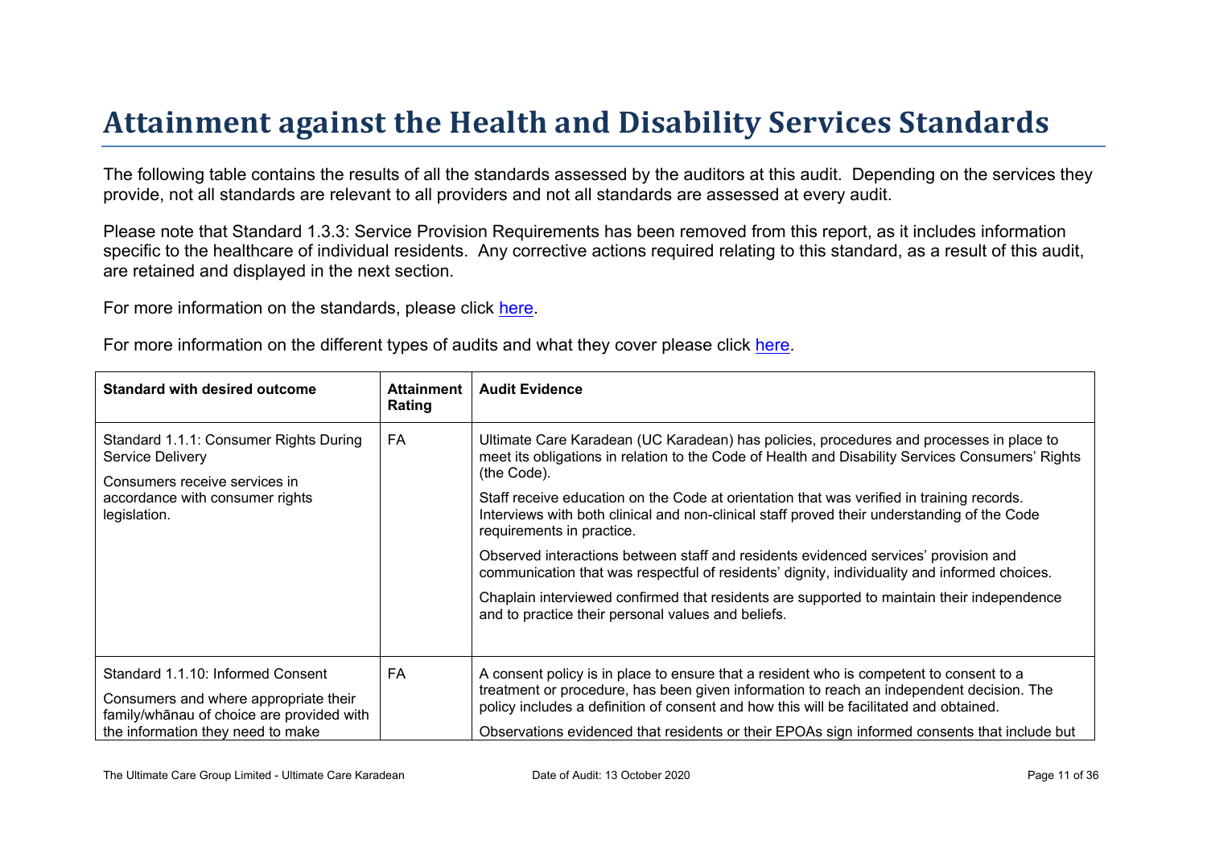# Attainment against the Health and Disability Services Standards

The following table contains the results of all the standards assessed by the auditors at this audit. Depending on the services they provide, not all standards are relevant to all providers and not all standards are assessed at every audit.

Please note that Standard 1.3.3: Service Provision Requirements has been removed from this report, as it includes information specific to the healthcare of individual residents. Any corrective actions required relating to this standard, as a result of this audit, are retained and displayed in the next section.

For more information on the standards, please click here.

For more information on the different types of audits and what they cover please click here.

| Standard with desired outcome | Attainment Rating | Audit Evidence |
|---|---|---|
| Standard 1.1.1: Consumer Rights During Service Delivery<br><br>Consumers receive services in accordance with consumer rights legislation. | FA | Ultimate Care Karadean (UC Karadean) has policies, procedures and processes in place to meet its obligations in relation to the Code of Health and Disability Services Consumers' Rights (the Code).<br><br>Staff receive education on the Code at orientation that was verified in training records. Interviews with both clinical and non-clinical staff proved their understanding of the Code requirements in practice.<br><br>Observed interactions between staff and residents evidenced services' provision and communication that was respectful of residents' dignity, individuality and informed choices.<br><br>Chaplain interviewed confirmed that residents are supported to maintain their independence and to practice their personal values and beliefs. |
| Standard 1.1.10: Informed Consent<br><br>Consumers and where appropriate their family/whānau of choice are provided with the information they need to make | FA | A consent policy is in place to ensure that a resident who is competent to consent to a treatment or procedure, has been given information to reach an independent decision. The policy includes a definition of consent and how this will be facilitated and obtained.<br><br>Observations evidenced that residents or their EPOAs sign informed consents that include but |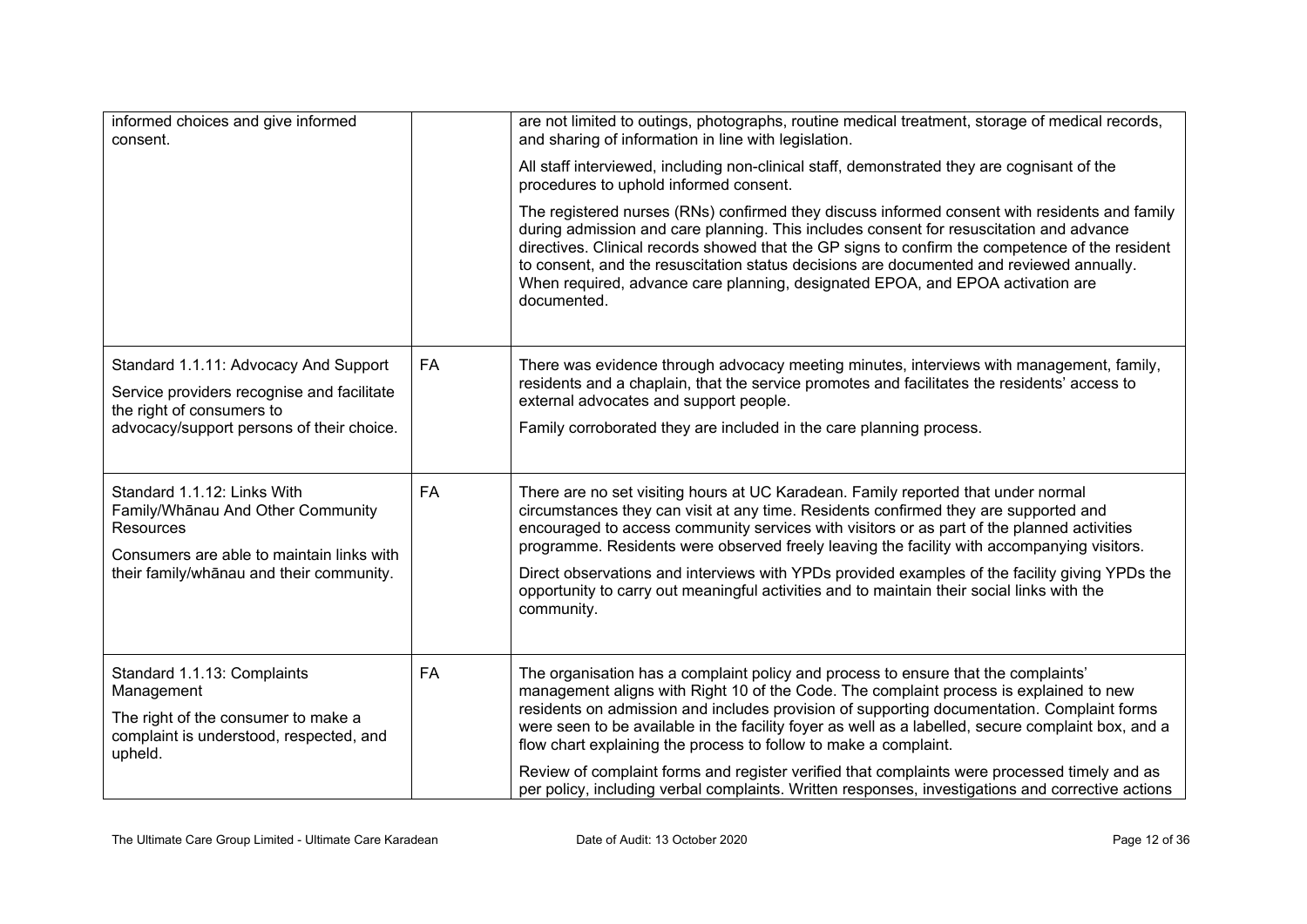| | | |
|---|---|---|
| informed choices and give informed consent. | | are not limited to outings, photographs, routine medical treatment, storage of medical records, and sharing of information in line with legislation.<br><br>All staff interviewed, including non-clinical staff, demonstrated they are cognisant of the procedures to uphold informed consent.<br><br>The registered nurses (RNs) confirmed they discuss informed consent with residents and family during admission and care planning. This includes consent for resuscitation and advance directives. Clinical records showed that the GP signs to confirm the competence of the resident to consent, and the resuscitation status decisions are documented and reviewed annually. When required, advance care planning, designated EPOA, and EPOA activation are documented. |
| Standard 1.1.11: Advocacy And Support<br><br>Service providers recognise and facilitate the right of consumers to advocacy/support persons of their choice. | FA | There was evidence through advocacy meeting minutes, interviews with management, family, residents and a chaplain, that the service promotes and facilitates the residents' access to external advocates and support people.<br><br>Family corroborated they are included in the care planning process. |
| Standard 1.1.12: Links With Family/Whānau And Other Community Resources<br><br>Consumers are able to maintain links with their family/whānau and their community. | FA | There are no set visiting hours at UC Karadean. Family reported that under normal circumstances they can visit at any time. Residents confirmed they are supported and encouraged to access community services with visitors or as part of the planned activities programme. Residents were observed freely leaving the facility with accompanying visitors.<br><br>Direct observations and interviews with YPDs provided examples of the facility giving YPDs the opportunity to carry out meaningful activities and to maintain their social links with the community. |
| Standard 1.1.13: Complaints Management<br><br>The right of the consumer to make a complaint is understood, respected, and upheld. | FA | The organisation has a complaint policy and process to ensure that the complaints' management aligns with Right 10 of the Code. The complaint process is explained to new residents on admission and includes provision of supporting documentation. Complaint forms were seen to be available in the facility foyer as well as a labelled, secure complaint box, and a flow chart explaining the process to follow to make a complaint.<br><br>Review of complaint forms and register verified that complaints were processed timely and as per policy, including verbal complaints. Written responses, investigations and corrective actions |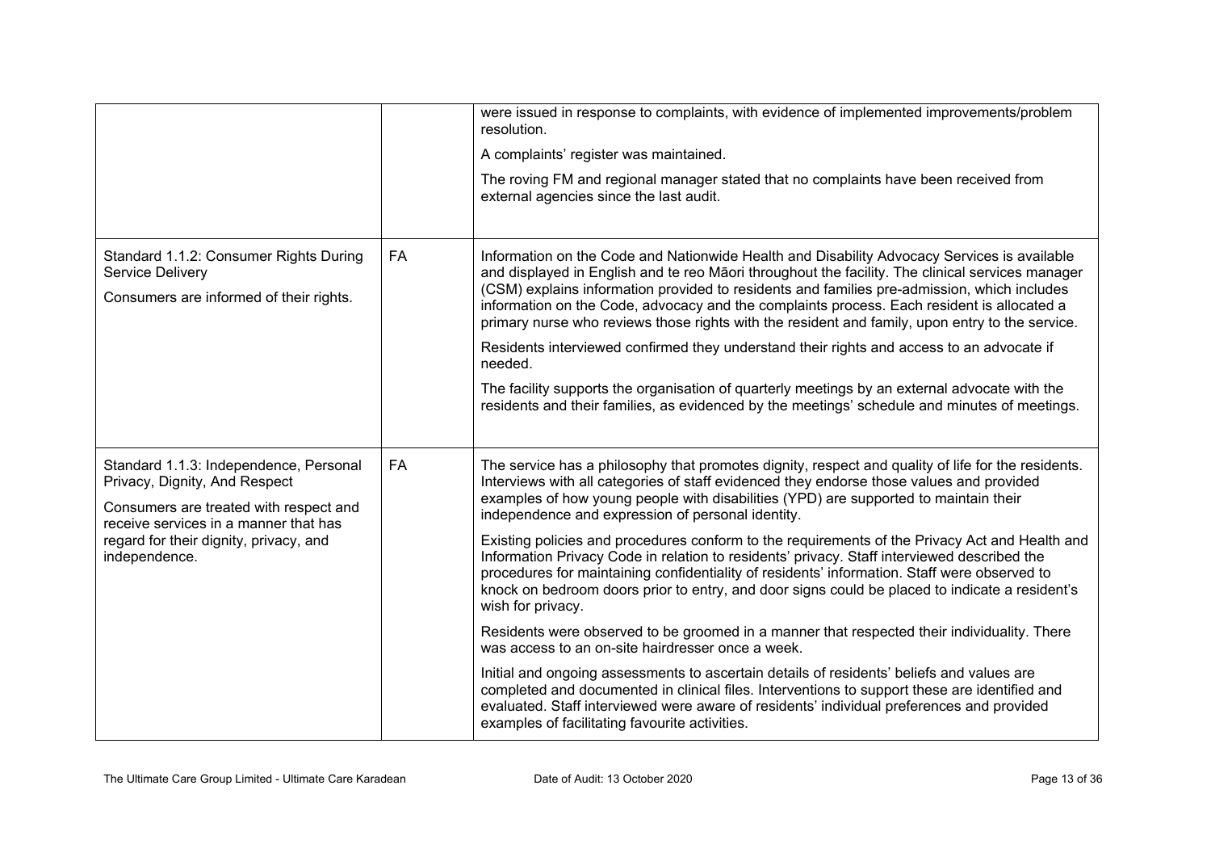| | | |
|---|---|---|
| | | were issued in response to complaints, with evidence of implemented improvements/problem resolution.<br><br>A complaints' register was maintained.<br><br>The roving FM and regional manager stated that no complaints have been received from external agencies since the last audit. |
| Standard 1.1.2: Consumer Rights During Service Delivery<br><br>Consumers are informed of their rights. | FA | Information on the Code and Nationwide Health and Disability Advocacy Services is available and displayed in English and te reo Māori throughout the facility. The clinical services manager (CSM) explains information provided to residents and families pre-admission, which includes information on the Code, advocacy and the complaints process. Each resident is allocated a primary nurse who reviews those rights with the resident and family, upon entry to the service.<br><br>Residents interviewed confirmed they understand their rights and access to an advocate if needed.<br><br>The facility supports the organisation of quarterly meetings by an external advocate with the residents and their families, as evidenced by the meetings' schedule and minutes of meetings. |
| Standard 1.1.3: Independence, Personal Privacy, Dignity, And Respect<br><br>Consumers are treated with respect and receive services in a manner that has regard for their dignity, privacy, and independence. | FA | The service has a philosophy that promotes dignity, respect and quality of life for the residents. Interviews with all categories of staff evidenced they endorse those values and provided examples of how young people with disabilities (YPD) are supported to maintain their independence and expression of personal identity.<br><br>Existing policies and procedures conform to the requirements of the Privacy Act and Health and Information Privacy Code in relation to residents' privacy. Staff interviewed described the procedures for maintaining confidentiality of residents' information. Staff were observed to knock on bedroom doors prior to entry, and door signs could be placed to indicate a resident's wish for privacy.<br><br>Residents were observed to be groomed in a manner that respected their individuality. There was access to an on-site hairdresser once a week.<br><br>Initial and ongoing assessments to ascertain details of residents' beliefs and values are completed and documented in clinical files. Interventions to support these are identified and evaluated. Staff interviewed were aware of residents' individual preferences and provided examples of facilitating favourite activities. |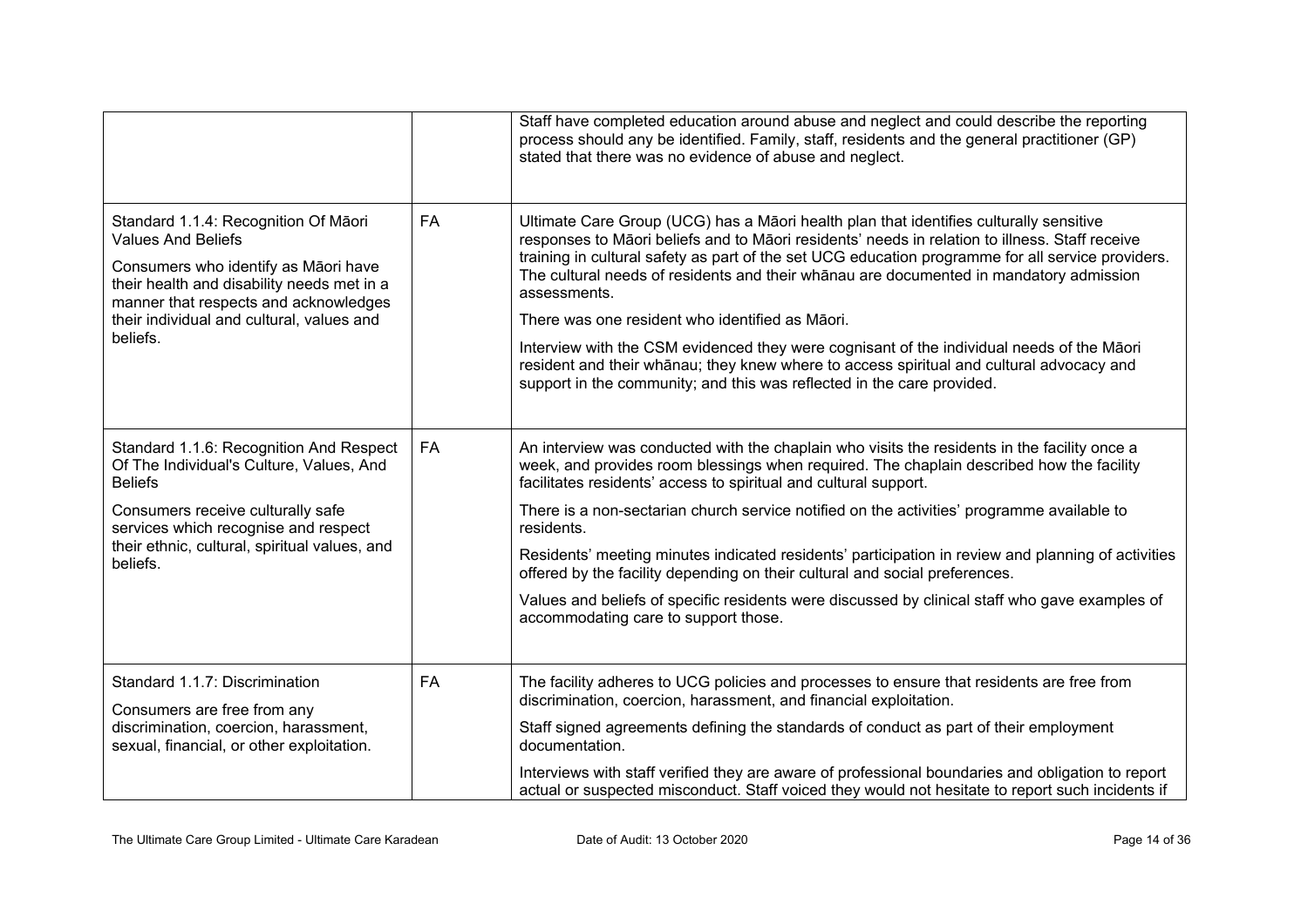| | | |
|---|---|---|
| | | Staff have completed education around abuse and neglect and could describe the reporting process should any be identified. Family, staff, residents and the general practitioner (GP) stated that there was no evidence of abuse and neglect. |
| Standard 1.1.4: Recognition Of Māori Values And Beliefs<br><br>Consumers who identify as Māori have their health and disability needs met in a manner that respects and acknowledges their individual and cultural, values and beliefs. | FA | Ultimate Care Group (UCG) has a Māori health plan that identifies culturally sensitive responses to Māori beliefs and to Māori residents' needs in relation to illness. Staff receive training in cultural safety as part of the set UCG education programme for all service providers. The cultural needs of residents and their whānau are documented in mandatory admission assessments.<br><br>There was one resident who identified as Māori.<br><br>Interview with the CSM evidenced they were cognisant of the individual needs of the Māori resident and their whānau; they knew where to access spiritual and cultural advocacy and support in the community; and this was reflected in the care provided. |
| Standard 1.1.6: Recognition And Respect Of The Individual's Culture, Values, And Beliefs<br><br>Consumers receive culturally safe services which recognise and respect their ethnic, cultural, spiritual values, and beliefs. | FA | An interview was conducted with the chaplain who visits the residents in the facility once a week, and provides room blessings when required. The chaplain described how the facility facilitates residents' access to spiritual and cultural support.<br><br>There is a non-sectarian church service notified on the activities' programme available to residents.<br><br>Residents' meeting minutes indicated residents' participation in review and planning of activities offered by the facility depending on their cultural and social preferences.<br><br>Values and beliefs of specific residents were discussed by clinical staff who gave examples of accommodating care to support those. |
| Standard 1.1.7: Discrimination<br><br>Consumers are free from any discrimination, coercion, harassment, sexual, financial, or other exploitation. | FA | The facility adheres to UCG policies and processes to ensure that residents are free from discrimination, coercion, harassment, and financial exploitation.<br><br>Staff signed agreements defining the standards of conduct as part of their employment documentation.<br><br>Interviews with staff verified they are aware of professional boundaries and obligation to report actual or suspected misconduct. Staff voiced they would not hesitate to report such incidents if |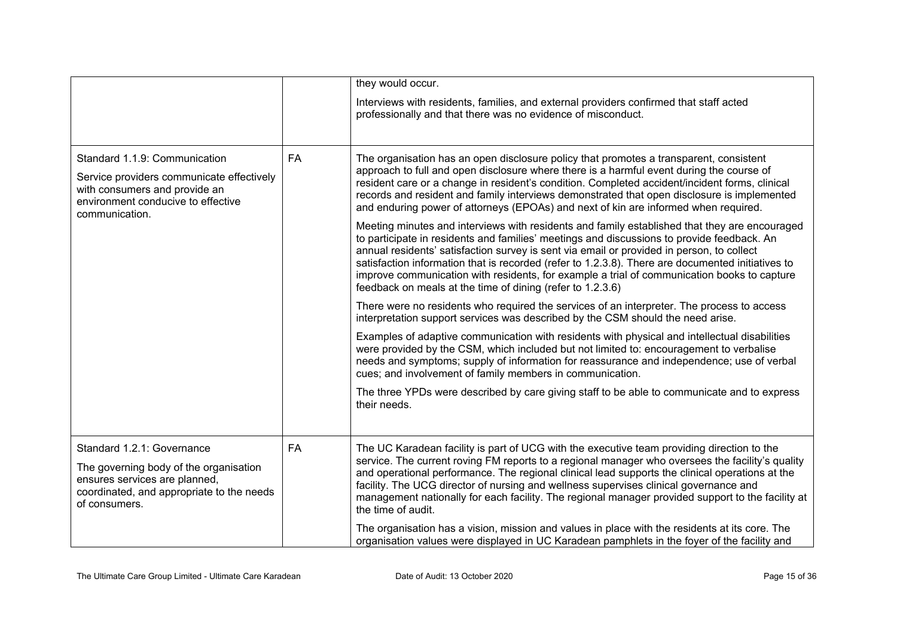| | | |
|---|---|---|
| | | they would occur.<br><br>Interviews with residents, families, and external providers confirmed that staff acted professionally and that there was no evidence of misconduct. |
| Standard 1.1.9: Communication<br><br>Service providers communicate effectively with consumers and provide an environment conducive to effective communication. | FA | The organisation has an open disclosure policy that promotes a transparent, consistent approach to full and open disclosure where there is a harmful event during the course of resident care or a change in resident's condition. Completed accident/incident forms, clinical records and resident and family interviews demonstrated that open disclosure is implemented and enduring power of attorneys (EPOAs) and next of kin are informed when required.<br><br>Meeting minutes and interviews with residents and family established that they are encouraged to participate in residents and families' meetings and discussions to provide feedback. An annual residents' satisfaction survey is sent via email or provided in person, to collect satisfaction information that is recorded (refer to 1.2.3.8). There are documented initiatives to improve communication with residents, for example a trial of communication books to capture feedback on meals at the time of dining (refer to 1.2.3.6)<br><br>There were no residents who required the services of an interpreter. The process to access interpretation support services was described by the CSM should the need arise.<br><br>Examples of adaptive communication with residents with physical and intellectual disabilities were provided by the CSM, which included but not limited to: encouragement to verbalise needs and symptoms; supply of information for reassurance and independence; use of verbal cues; and involvement of family members in communication.<br><br>The three YPDs were described by care giving staff to be able to communicate and to express their needs. |
| Standard 1.2.1: Governance<br><br>The governing body of the organisation ensures services are planned, coordinated, and appropriate to the needs of consumers. | FA | The UC Karadean facility is part of UCG with the executive team providing direction to the service. The current roving FM reports to a regional manager who oversees the facility's quality and operational performance. The regional clinical lead supports the clinical operations at the facility. The UCG director of nursing and wellness supervises clinical governance and management nationally for each facility. The regional manager provided support to the facility at the time of audit.<br><br>The organisation has a vision, mission and values in place with the residents at its core. The organisation values were displayed in UC Karadean pamphlets in the foyer of the facility and |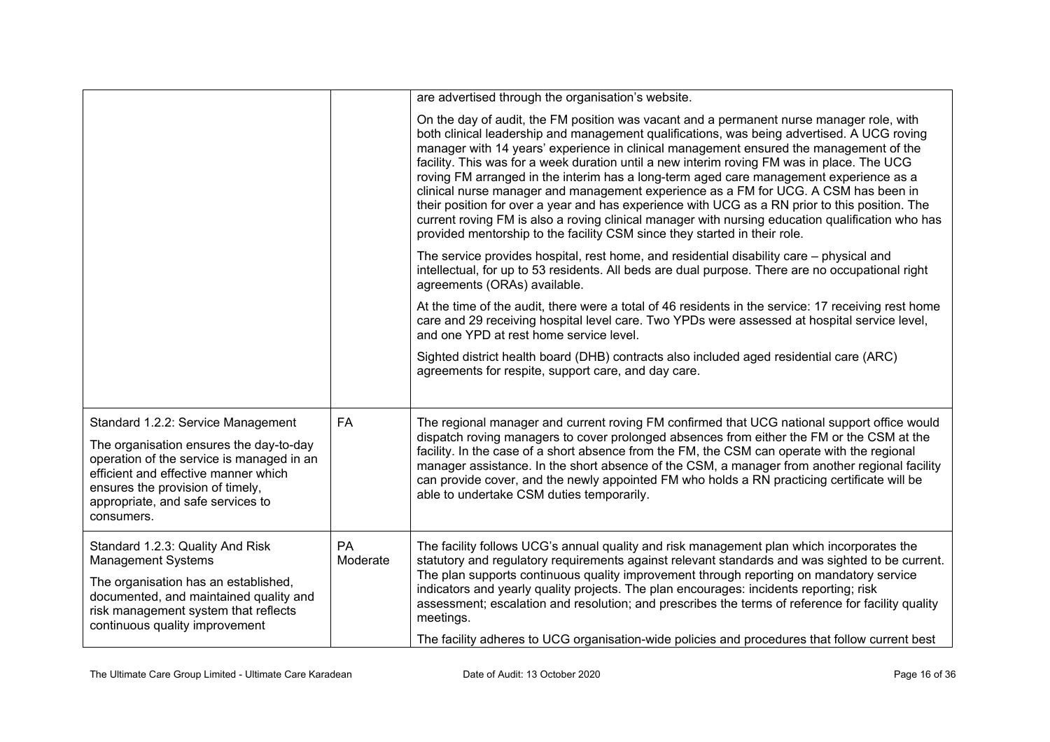| | | |
|---|---|---|
| | | are advertised through the organisation's website.<br><br>On the day of audit, the FM position was vacant and a permanent nurse manager role, with both clinical leadership and management qualifications, was being advertised. A UCG roving manager with 14 years' experience in clinical management ensured the management of the facility. This was for a week duration until a new interim roving FM was in place. The UCG roving FM arranged in the interim has a long-term aged care management experience as a clinical nurse manager and management experience as a FM for UCG. A CSM has been in their position for over a year and has experience with UCG as a RN prior to this position. The current roving FM is also a roving clinical manager with nursing education qualification who has provided mentorship to the facility CSM since they started in their role.<br><br>The service provides hospital, rest home, and residential disability care – physical and intellectual, for up to 53 residents. All beds are dual purpose. There are no occupational right agreements (ORAs) available.<br><br>At the time of the audit, there were a total of 46 residents in the service: 17 receiving rest home care and 29 receiving hospital level care. Two YPDs were assessed at hospital service level, and one YPD at rest home service level.<br><br>Sighted district health board (DHB) contracts also included aged residential care (ARC) agreements for respite, support care, and day care. |
| Standard 1.2.2: Service Management<br><br>The organisation ensures the day-to-day operation of the service is managed in an efficient and effective manner which ensures the provision of timely, appropriate, and safe services to consumers. | FA | The regional manager and current roving FM confirmed that UCG national support office would dispatch roving managers to cover prolonged absences from either the FM or the CSM at the facility. In the case of a short absence from the FM, the CSM can operate with the regional manager assistance. In the short absence of the CSM, a manager from another regional facility can provide cover, and the newly appointed FM who holds a RN practicing certificate will be able to undertake CSM duties temporarily. |
| Standard 1.2.3: Quality And Risk Management Systems<br><br>The organisation has an established, documented, and maintained quality and risk management system that reflects continuous quality improvement | PA Moderate | The facility follows UCG's annual quality and risk management plan which incorporates the statutory and regulatory requirements against relevant standards and was sighted to be current. The plan supports continuous quality improvement through reporting on mandatory service indicators and yearly quality projects. The plan encourages: incidents reporting; risk assessment; escalation and resolution; and prescribes the terms of reference for facility quality meetings.<br><br>The facility adheres to UCG organisation-wide policies and procedures that follow current best |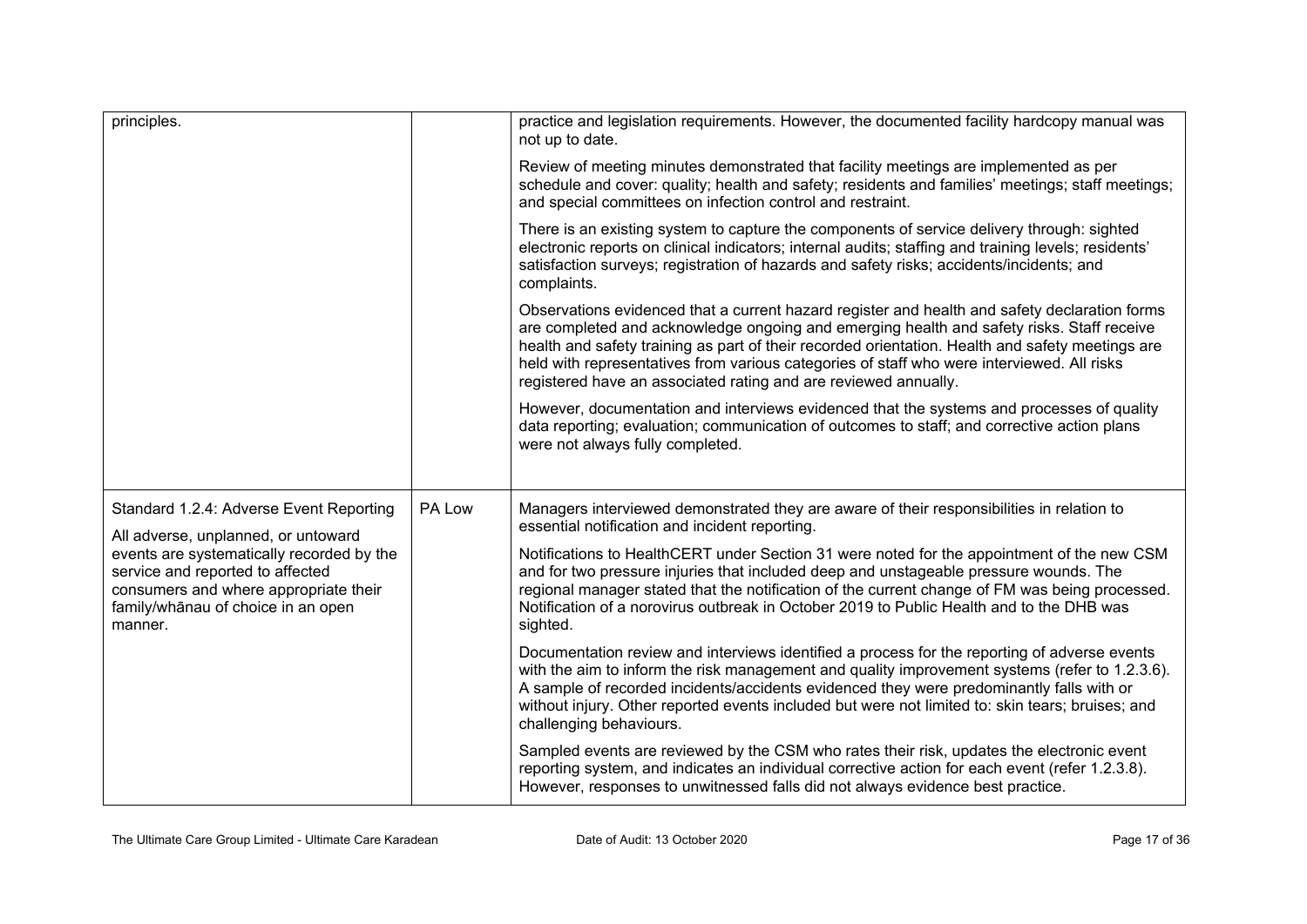| | | |
|---|---|---|
| principles. | | practice and legislation requirements. However, the documented facility hardcopy manual was not up to date.<br><br>Review of meeting minutes demonstrated that facility meetings are implemented as per schedule and cover: quality; health and safety; residents and families' meetings; staff meetings; and special committees on infection control and restraint.<br><br>There is an existing system to capture the components of service delivery through: sighted electronic reports on clinical indicators; internal audits; staffing and training levels; residents' satisfaction surveys; registration of hazards and safety risks; accidents/incidents; and complaints.<br><br>Observations evidenced that a current hazard register and health and safety declaration forms are completed and acknowledge ongoing and emerging health and safety risks. Staff receive health and safety training as part of their recorded orientation. Health and safety meetings are held with representatives from various categories of staff who were interviewed. All risks registered have an associated rating and are reviewed annually.<br><br>However, documentation and interviews evidenced that the systems and processes of quality data reporting; evaluation; communication of outcomes to staff; and corrective action plans were not always fully completed. |
| Standard 1.2.4: Adverse Event Reporting<br><br>All adverse, unplanned, or untoward events are systematically recorded by the service and reported to affected consumers and where appropriate their family/whānau of choice in an open manner. | PA Low | Managers interviewed demonstrated they are aware of their responsibilities in relation to essential notification and incident reporting.<br><br>Notifications to HealthCERT under Section 31 were noted for the appointment of the new CSM and for two pressure injuries that included deep and unstageable pressure wounds. The regional manager stated that the notification of the current change of FM was being processed. Notification of a norovirus outbreak in October 2019 to Public Health and to the DHB was sighted.<br><br>Documentation review and interviews identified a process for the reporting of adverse events with the aim to inform the risk management and quality improvement systems (refer to 1.2.3.6). A sample of recorded incidents/accidents evidenced they were predominantly falls with or without injury. Other reported events included but were not limited to: skin tears; bruises; and challenging behaviours.<br><br>Sampled events are reviewed by the CSM who rates their risk, updates the electronic event reporting system, and indicates an individual corrective action for each event (refer 1.2.3.8). However, responses to unwitnessed falls did not always evidence best practice. |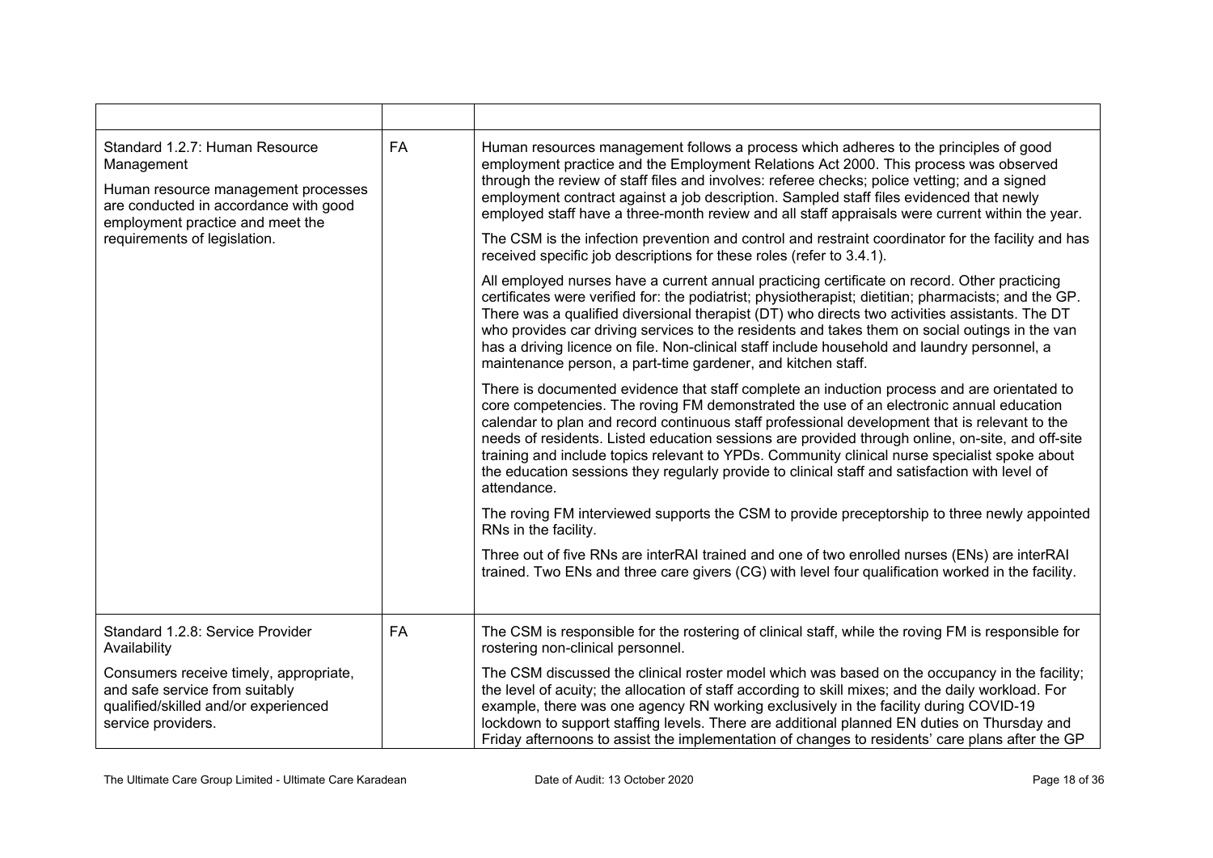| | | |
|---|---|---|
| Standard 1.2.7: Human Resource Management<br><br>Human resource management processes are conducted in accordance with good employment practice and meet the requirements of legislation. | FA | Human resources management follows a process which adheres to the principles of good employment practice and the Employment Relations Act 2000. This process was observed through the review of staff files and involves: referee checks; police vetting; and a signed employment contract against a job description. Sampled staff files evidenced that newly employed staff have a three-month review and all staff appraisals were current within the year.<br><br>The CSM is the infection prevention and control and restraint coordinator for the facility and has received specific job descriptions for these roles (refer to 3.4.1).<br><br>All employed nurses have a current annual practicing certificate on record. Other practicing certificates were verified for: the podiatrist; physiotherapist; dietitian; pharmacists; and the GP. There was a qualified diversional therapist (DT) who directs two activities assistants. The DT who provides car driving services to the residents and takes them on social outings in the van has a driving licence on file. Non-clinical staff include household and laundry personnel, a maintenance person, a part-time gardener, and kitchen staff.<br><br>There is documented evidence that staff complete an induction process and are orientated to core competencies. The roving FM demonstrated the use of an electronic annual education calendar to plan and record continuous staff professional development that is relevant to the needs of residents. Listed education sessions are provided through online, on-site, and off-site training and include topics relevant to YPDs. Community clinical nurse specialist spoke about the education sessions they regularly provide to clinical staff and satisfaction with level of attendance.<br><br>The roving FM interviewed supports the CSM to provide preceptorship to three newly appointed RNs in the facility.<br><br>Three out of five RNs are interRAI trained and one of two enrolled nurses (ENs) are interRAI trained. Two ENs and three care givers (CG) with level four qualification worked in the facility. |
| Standard 1.2.8: Service Provider Availability<br><br>Consumers receive timely, appropriate, and safe service from suitably qualified/skilled and/or experienced service providers. | FA | The CSM is responsible for the rostering of clinical staff, while the roving FM is responsible for rostering non-clinical personnel.<br><br>The CSM discussed the clinical roster model which was based on the occupancy in the facility; the level of acuity; the allocation of staff according to skill mixes; and the daily workload. For example, there was one agency RN working exclusively in the facility during COVID-19 lockdown to support staffing levels. There are additional planned EN duties on Thursday and Friday afternoons to assist the implementation of changes to residents' care plans after the GP |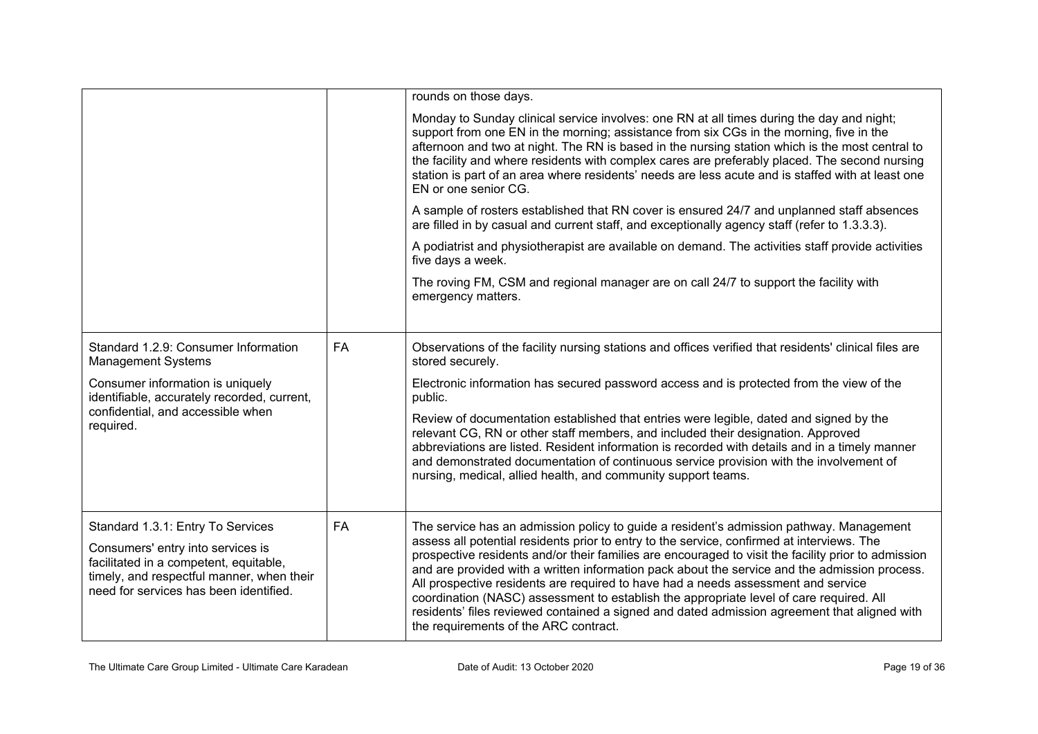| | | |
|---|---|---|
| | | rounds on those days.<br><br>Monday to Sunday clinical service involves: one RN at all times during the day and night; support from one EN in the morning; assistance from six CGs in the morning, five in the afternoon and two at night. The RN is based in the nursing station which is the most central to the facility and where residents with complex cares are preferably placed. The second nursing station is part of an area where residents' needs are less acute and is staffed with at least one EN or one senior CG.<br><br>A sample of rosters established that RN cover is ensured 24/7 and unplanned staff absences are filled in by casual and current staff, and exceptionally agency staff (refer to 1.3.3.3).<br><br>A podiatrist and physiotherapist are available on demand. The activities staff provide activities five days a week.<br><br>The roving FM, CSM and regional manager are on call 24/7 to support the facility with emergency matters. |
| Standard 1.2.9: Consumer Information Management Systems<br><br>Consumer information is uniquely identifiable, accurately recorded, current, confidential, and accessible when required. | FA | Observations of the facility nursing stations and offices verified that residents' clinical files are stored securely.<br><br>Electronic information has secured password access and is protected from the view of the public.<br><br>Review of documentation established that entries were legible, dated and signed by the relevant CG, RN or other staff members, and included their designation. Approved abbreviations are listed. Resident information is recorded with details and in a timely manner and demonstrated documentation of continuous service provision with the involvement of nursing, medical, allied health, and community support teams. |
| Standard 1.3.1: Entry To Services<br><br>Consumers' entry into services is facilitated in a competent, equitable, timely, and respectful manner, when their need for services has been identified. | FA | The service has an admission policy to guide a resident's admission pathway. Management assess all potential residents prior to entry to the service, confirmed at interviews. The prospective residents and/or their families are encouraged to visit the facility prior to admission and are provided with a written information pack about the service and the admission process. All prospective residents are required to have had a needs assessment and service coordination (NASC) assessment to establish the appropriate level of care required. All residents' files reviewed contained a signed and dated admission agreement that aligned with the requirements of the ARC contract. |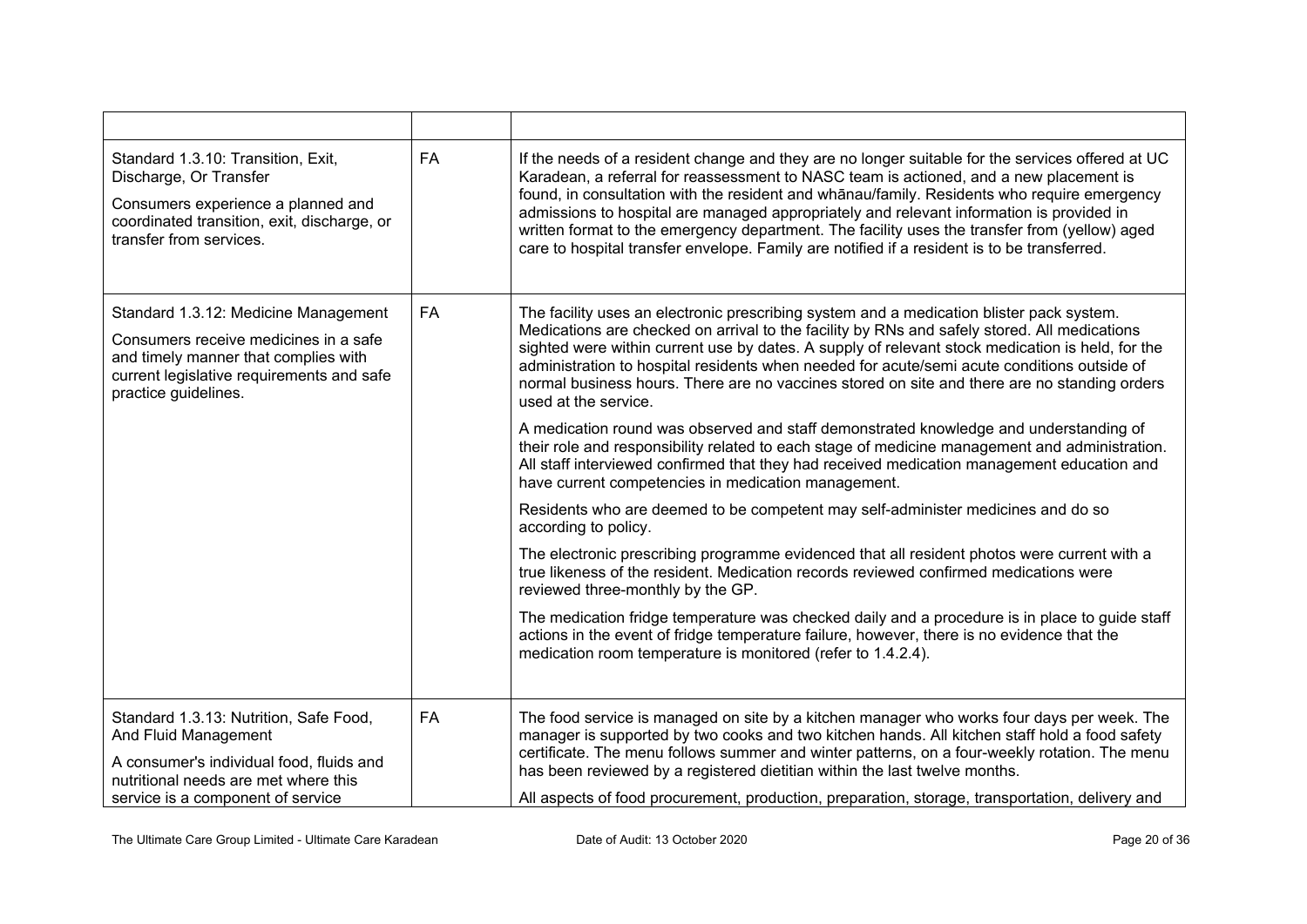| | | |
|---|---|---|
| Standard 1.3.10: Transition, Exit, Discharge, Or Transfer<br><br>Consumers experience a planned and coordinated transition, exit, discharge, or transfer from services. | FA | If the needs of a resident change and they are no longer suitable for the services offered at UC Karadean, a referral for reassessment to NASC team is actioned, and a new placement is found, in consultation with the resident and whānau/family. Residents who require emergency admissions to hospital are managed appropriately and relevant information is provided in written format to the emergency department. The facility uses the transfer from (yellow) aged care to hospital transfer envelope. Family are notified if a resident is to be transferred. |
| Standard 1.3.12: Medicine Management<br><br>Consumers receive medicines in a safe and timely manner that complies with current legislative requirements and safe practice guidelines. | FA | The facility uses an electronic prescribing system and a medication blister pack system. Medications are checked on arrival to the facility by RNs and safely stored. All medications sighted were within current use by dates. A supply of relevant stock medication is held, for the administration to hospital residents when needed for acute/semi acute conditions outside of normal business hours. There are no vaccines stored on site and there are no standing orders used at the service.<br><br>A medication round was observed and staff demonstrated knowledge and understanding of their role and responsibility related to each stage of medicine management and administration. All staff interviewed confirmed that they had received medication management education and have current competencies in medication management.<br><br>Residents who are deemed to be competent may self-administer medicines and do so according to policy.<br><br>The electronic prescribing programme evidenced that all resident photos were current with a true likeness of the resident. Medication records reviewed confirmed medications were reviewed three-monthly by the GP.<br><br>The medication fridge temperature was checked daily and a procedure is in place to guide staff actions in the event of fridge temperature failure, however, there is no evidence that the medication room temperature is monitored (refer to 1.4.2.4). |
| Standard 1.3.13: Nutrition, Safe Food, And Fluid Management<br><br>A consumer's individual food, fluids and nutritional needs are met where this service is a component of service | FA | The food service is managed on site by a kitchen manager who works four days per week. The manager is supported by two cooks and two kitchen hands. All kitchen staff hold a food safety certificate. The menu follows summer and winter patterns, on a four-weekly rotation. The menu has been reviewed by a registered dietitian within the last twelve months.<br><br>All aspects of food procurement, production, preparation, storage, transportation, delivery and |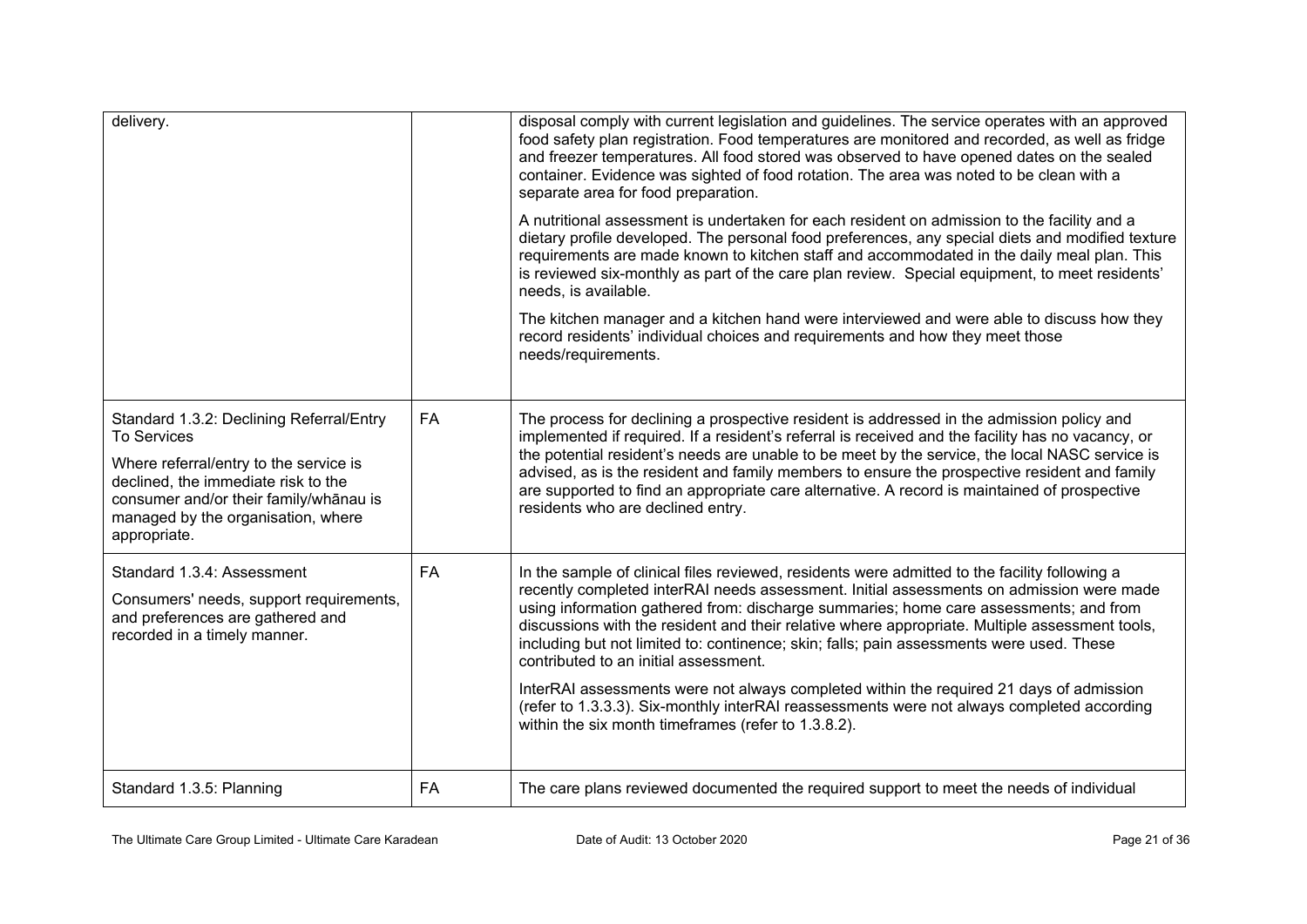| | | |
|---|---|---|
| delivery. | | disposal comply with current legislation and guidelines. The service operates with an approved food safety plan registration. Food temperatures are monitored and recorded, as well as fridge and freezer temperatures. All food stored was observed to have opened dates on the sealed container. Evidence was sighted of food rotation. The area was noted to be clean with a separate area for food preparation.<br><br>A nutritional assessment is undertaken for each resident on admission to the facility and a dietary profile developed. The personal food preferences, any special diets and modified texture requirements are made known to kitchen staff and accommodated in the daily meal plan. This is reviewed six-monthly as part of the care plan review. Special equipment, to meet residents' needs, is available.<br><br>The kitchen manager and a kitchen hand were interviewed and were able to discuss how they record residents' individual choices and requirements and how they meet those needs/requirements. |
| Standard 1.3.2: Declining Referral/Entry To Services<br><br>Where referral/entry to the service is declined, the immediate risk to the consumer and/or their family/whānau is managed by the organisation, where appropriate. | FA | The process for declining a prospective resident is addressed in the admission policy and implemented if required. If a resident's referral is received and the facility has no vacancy, or the potential resident's needs are unable to be meet by the service, the local NASC service is advised, as is the resident and family members to ensure the prospective resident and family are supported to find an appropriate care alternative. A record is maintained of prospective residents who are declined entry. |
| Standard 1.3.4: Assessment<br><br>Consumers' needs, support requirements, and preferences are gathered and recorded in a timely manner. | FA | In the sample of clinical files reviewed, residents were admitted to the facility following a recently completed interRAI needs assessment. Initial assessments on admission were made using information gathered from: discharge summaries; home care assessments; and from discussions with the resident and their relative where appropriate. Multiple assessment tools, including but not limited to: continence; skin; falls; pain assessments were used. These contributed to an initial assessment.<br><br>InterRAI assessments were not always completed within the required 21 days of admission (refer to 1.3.3.3). Six-monthly interRAI reassessments were not always completed according within the six month timeframes (refer to 1.3.8.2). |
| Standard 1.3.5: Planning | FA | The care plans reviewed documented the required support to meet the needs of individual |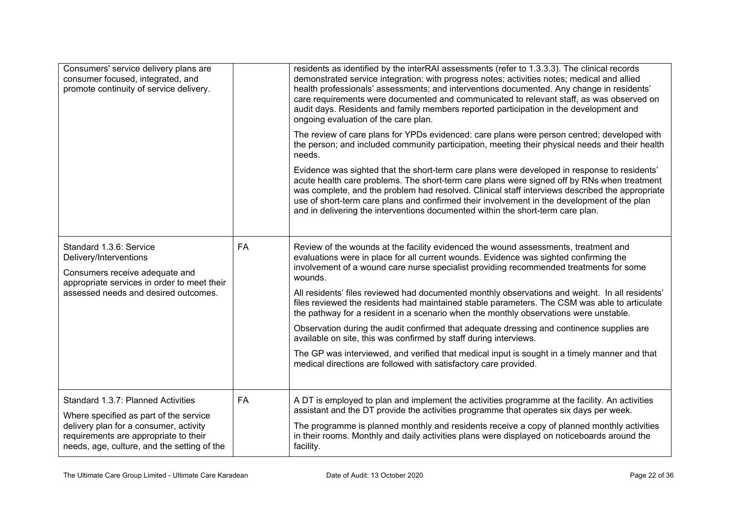| | | |
|---|---|---|
| Consumers' service delivery plans are consumer focused, integrated, and promote continuity of service delivery. | | residents as identified by the interRAI assessments (refer to 1.3.3.3). The clinical records demonstrated service integration: with progress notes; activities notes; medical and allied health professionals' assessments; and interventions documented. Any change in residents' care requirements were documented and communicated to relevant staff, as was observed on audit days. Residents and family members reported participation in the development and ongoing evaluation of the care plan.<br><br>The review of care plans for YPDs evidenced: care plans were person centred; developed with the person; and included community participation, meeting their physical needs and their health needs.<br><br>Evidence was sighted that the short-term care plans were developed in response to residents' acute health care problems. The short-term care plans were signed off by RNs when treatment was complete, and the problem had resolved. Clinical staff interviews described the appropriate use of short-term care plans and confirmed their involvement in the development of the plan and in delivering the interventions documented within the short-term care plan. |
| Standard 1.3.6: Service Delivery/Interventions<br><br>Consumers receive adequate and appropriate services in order to meet their assessed needs and desired outcomes. | FA | Review of the wounds at the facility evidenced the wound assessments, treatment and evaluations were in place for all current wounds. Evidence was sighted confirming the involvement of a wound care nurse specialist providing recommended treatments for some wounds.<br><br>All residents' files reviewed had documented monthly observations and weight. In all residents' files reviewed the residents had maintained stable parameters. The CSM was able to articulate the pathway for a resident in a scenario when the monthly observations were unstable.<br><br>Observation during the audit confirmed that adequate dressing and continence supplies are available on site, this was confirmed by staff during interviews.<br><br>The GP was interviewed, and verified that medical input is sought in a timely manner and that medical directions are followed with satisfactory care provided. |
| Standard 1.3.7: Planned Activities<br><br>Where specified as part of the service delivery plan for a consumer, activity requirements are appropriate to their needs, age, culture, and the setting of the | FA | A DT is employed to plan and implement the activities programme at the facility. An activities assistant and the DT provide the activities programme that operates six days per week.<br><br>The programme is planned monthly and residents receive a copy of planned monthly activities in their rooms. Monthly and daily activities plans were displayed on noticeboards around the facility. |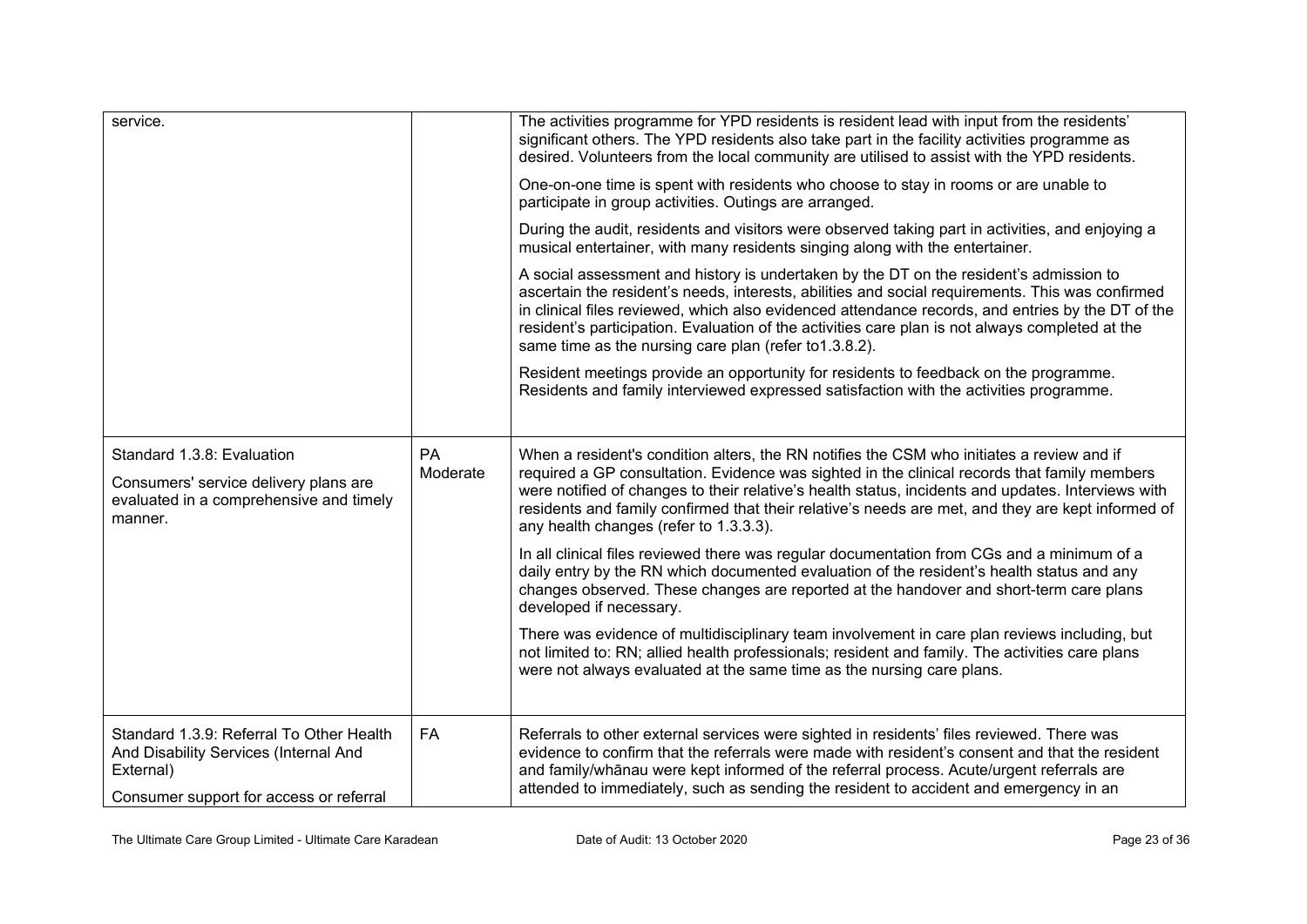| | | |
|---|---|---|
| service. | | The activities programme for YPD residents is resident lead with input from the residents' significant others. The YPD residents also take part in the facility activities programme as desired. Volunteers from the local community are utilised to assist with the YPD residents.<br><br>One-on-one time is spent with residents who choose to stay in rooms or are unable to participate in group activities. Outings are arranged.<br><br>During the audit, residents and visitors were observed taking part in activities, and enjoying a musical entertainer, with many residents singing along with the entertainer.<br><br>A social assessment and history is undertaken by the DT on the resident's admission to ascertain the resident's needs, interests, abilities and social requirements. This was confirmed in clinical files reviewed, which also evidenced attendance records, and entries by the DT of the resident's participation. Evaluation of the activities care plan is not always completed at the same time as the nursing care plan (refer to1.3.8.2).<br><br>Resident meetings provide an opportunity for residents to feedback on the programme. Residents and family interviewed expressed satisfaction with the activities programme. |
| Standard 1.3.8: Evaluation<br><br>Consumers' service delivery plans are evaluated in a comprehensive and timely manner. | PA Moderate | When a resident's condition alters, the RN notifies the CSM who initiates a review and if required a GP consultation. Evidence was sighted in the clinical records that family members were notified of changes to their relative's health status, incidents and updates. Interviews with residents and family confirmed that their relative's needs are met, and they are kept informed of any health changes (refer to 1.3.3.3).<br><br>In all clinical files reviewed there was regular documentation from CGs and a minimum of a daily entry by the RN which documented evaluation of the resident's health status and any changes observed. These changes are reported at the handover and short-term care plans developed if necessary.<br><br>There was evidence of multidisciplinary team involvement in care plan reviews including, but not limited to: RN; allied health professionals; resident and family. The activities care plans were not always evaluated at the same time as the nursing care plans. |
| Standard 1.3.9: Referral To Other Health And Disability Services (Internal And External)<br><br>Consumer support for access or referral | FA | Referrals to other external services were sighted in residents' files reviewed. There was evidence to confirm that the referrals were made with resident's consent and that the resident and family/whānau were kept informed of the referral process. Acute/urgent referrals are attended to immediately, such as sending the resident to accident and emergency in an |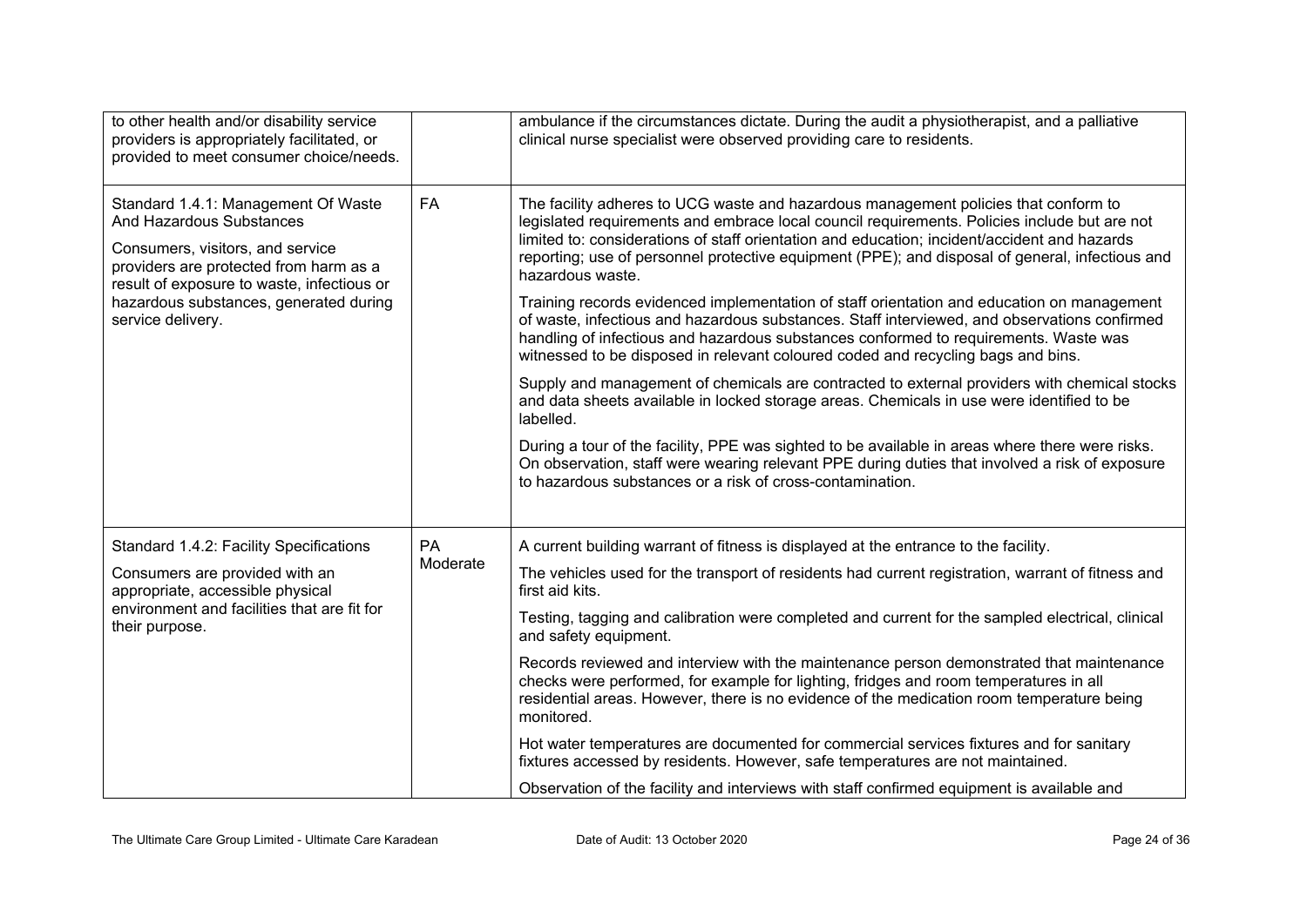| | | |
|---|---|---|
| to other health and/or disability service providers is appropriately facilitated, or provided to meet consumer choice/needs. | | ambulance if the circumstances dictate. During the audit a physiotherapist, and a palliative clinical nurse specialist were observed providing care to residents. |
| Standard 1.4.1: Management Of Waste And Hazardous Substances<br><br>Consumers, visitors, and service providers are protected from harm as a result of exposure to waste, infectious or hazardous substances, generated during service delivery. | FA | The facility adheres to UCG waste and hazardous management policies that conform to legislated requirements and embrace local council requirements. Policies include but are not limited to: considerations of staff orientation and education; incident/accident and hazards reporting; use of personnel protective equipment (PPE); and disposal of general, infectious and hazardous waste.<br><br>Training records evidenced implementation of staff orientation and education on management of waste, infectious and hazardous substances. Staff interviewed, and observations confirmed handling of infectious and hazardous substances conformed to requirements. Waste was witnessed to be disposed in relevant coloured coded and recycling bags and bins.<br><br>Supply and management of chemicals are contracted to external providers with chemical stocks and data sheets available in locked storage areas. Chemicals in use were identified to be labelled.<br><br>During a tour of the facility, PPE was sighted to be available in areas where there were risks. On observation, staff were wearing relevant PPE during duties that involved a risk of exposure to hazardous substances or a risk of cross-contamination. |
| Standard 1.4.2: Facility Specifications<br><br>Consumers are provided with an appropriate, accessible physical environment and facilities that are fit for their purpose. | PA Moderate | A current building warrant of fitness is displayed at the entrance to the facility.<br><br>The vehicles used for the transport of residents had current registration, warrant of fitness and first aid kits.<br><br>Testing, tagging and calibration were completed and current for the sampled electrical, clinical and safety equipment.<br><br>Records reviewed and interview with the maintenance person demonstrated that maintenance checks were performed, for example for lighting, fridges and room temperatures in all residential areas. However, there is no evidence of the medication room temperature being monitored.<br><br>Hot water temperatures are documented for commercial services fixtures and for sanitary fixtures accessed by residents. However, safe temperatures are not maintained.<br><br>Observation of the facility and interviews with staff confirmed equipment is available and |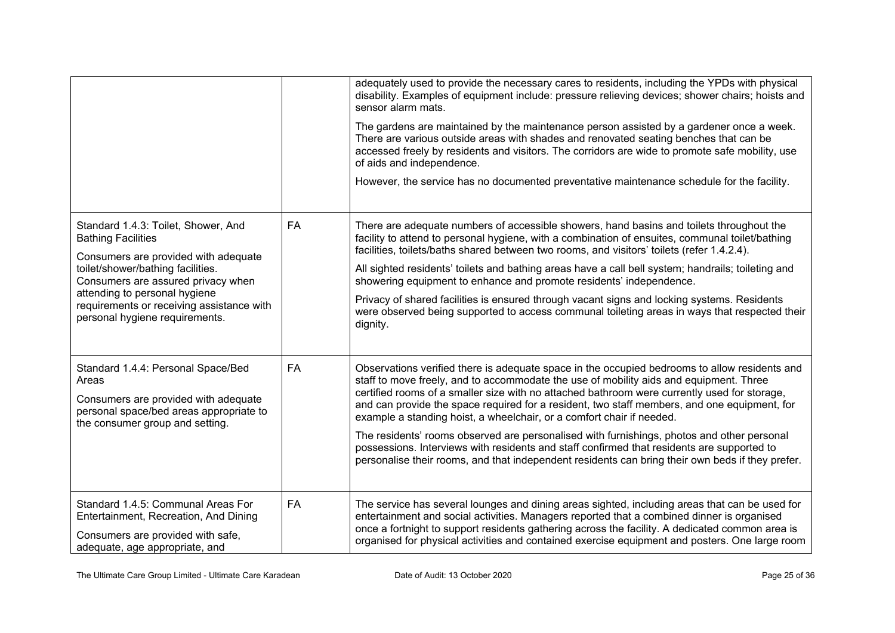| | | |
|---|---|---|
| | | adequately used to provide the necessary cares to residents, including the YPDs with physical disability. Examples of equipment include: pressure relieving devices; shower chairs; hoists and sensor alarm mats.<br><br>The gardens are maintained by the maintenance person assisted by a gardener once a week. There are various outside areas with shades and renovated seating benches that can be accessed freely by residents and visitors. The corridors are wide to promote safe mobility, use of aids and independence.<br><br>However, the service has no documented preventative maintenance schedule for the facility. |
| Standard 1.4.3: Toilet, Shower, And Bathing Facilities<br><br>Consumers are provided with adequate toilet/shower/bathing facilities. Consumers are assured privacy when attending to personal hygiene requirements or receiving assistance with personal hygiene requirements. | FA | There are adequate numbers of accessible showers, hand basins and toilets throughout the facility to attend to personal hygiene, with a combination of ensuites, communal toilet/bathing facilities, toilets/baths shared between two rooms, and visitors' toilets (refer 1.4.2.4).<br><br>All sighted residents' toilets and bathing areas have a call bell system; handrails; toileting and showering equipment to enhance and promote residents' independence.<br><br>Privacy of shared facilities is ensured through vacant signs and locking systems. Residents were observed being supported to access communal toileting areas in ways that respected their dignity. |
| Standard 1.4.4: Personal Space/Bed Areas<br><br>Consumers are provided with adequate personal space/bed areas appropriate to the consumer group and setting. | FA | Observations verified there is adequate space in the occupied bedrooms to allow residents and staff to move freely, and to accommodate the use of mobility aids and equipment. Three certified rooms of a smaller size with no attached bathroom were currently used for storage, and can provide the space required for a resident, two staff members, and one equipment, for example a standing hoist, a wheelchair, or a comfort chair if needed.<br><br>The residents' rooms observed are personalised with furnishings, photos and other personal possessions. Interviews with residents and staff confirmed that residents are supported to personalise their rooms, and that independent residents can bring their own beds if they prefer. |
| Standard 1.4.5: Communal Areas For Entertainment, Recreation, And Dining<br><br>Consumers are provided with safe, adequate, age appropriate, and | FA | The service has several lounges and dining areas sighted, including areas that can be used for entertainment and social activities. Managers reported that a combined dinner is organised once a fortnight to support residents gathering across the facility. A dedicated common area is organised for physical activities and contained exercise equipment and posters. One large room |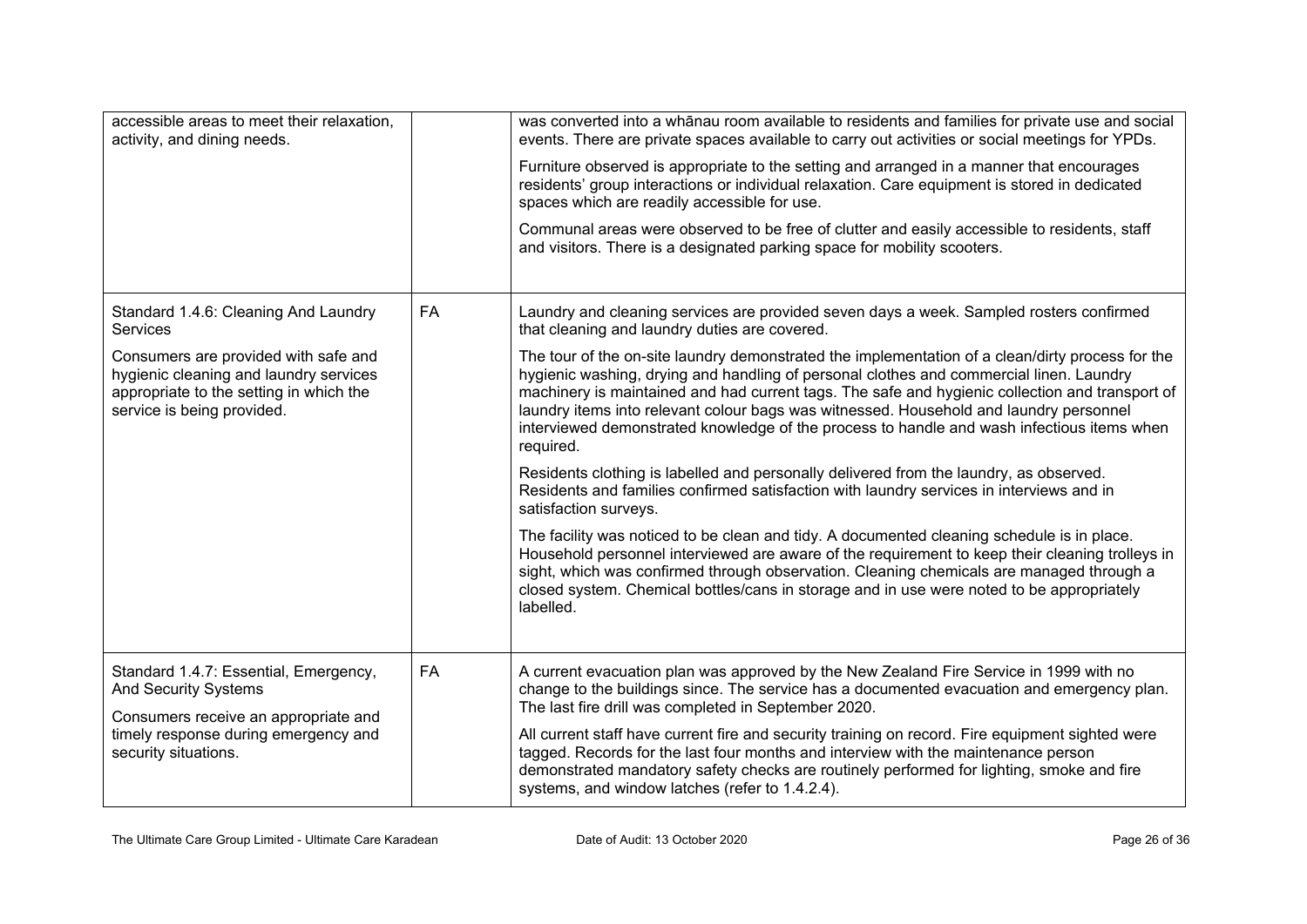| | | |
|---|---|---|
| accessible areas to meet their relaxation, activity, and dining needs. | | was converted into a whānau room available to residents and families for private use and social events. There are private spaces available to carry out activities or social meetings for YPDs.<br><br>Furniture observed is appropriate to the setting and arranged in a manner that encourages residents' group interactions or individual relaxation. Care equipment is stored in dedicated spaces which are readily accessible for use.<br><br>Communal areas were observed to be free of clutter and easily accessible to residents, staff and visitors. There is a designated parking space for mobility scooters. |
| Standard 1.4.6: Cleaning And Laundry Services<br><br>Consumers are provided with safe and hygienic cleaning and laundry services appropriate to the setting in which the service is being provided. | FA | Laundry and cleaning services are provided seven days a week. Sampled rosters confirmed that cleaning and laundry duties are covered.<br><br>The tour of the on-site laundry demonstrated the implementation of a clean/dirty process for the hygienic washing, drying and handling of personal clothes and commercial linen. Laundry machinery is maintained and had current tags. The safe and hygienic collection and transport of laundry items into relevant colour bags was witnessed. Household and laundry personnel interviewed demonstrated knowledge of the process to handle and wash infectious items when required.<br><br>Residents clothing is labelled and personally delivered from the laundry, as observed. Residents and families confirmed satisfaction with laundry services in interviews and in satisfaction surveys.<br><br>The facility was noticed to be clean and tidy. A documented cleaning schedule is in place. Household personnel interviewed are aware of the requirement to keep their cleaning trolleys in sight, which was confirmed through observation. Cleaning chemicals are managed through a closed system. Chemical bottles/cans in storage and in use were noted to be appropriately labelled. |
| Standard 1.4.7: Essential, Emergency, And Security Systems<br><br>Consumers receive an appropriate and timely response during emergency and security situations. | FA | A current evacuation plan was approved by the New Zealand Fire Service in 1999 with no change to the buildings since. The service has a documented evacuation and emergency plan. The last fire drill was completed in September 2020.<br><br>All current staff have current fire and security training on record. Fire equipment sighted were tagged. Records for the last four months and interview with the maintenance person demonstrated mandatory safety checks are routinely performed for lighting, smoke and fire systems, and window latches (refer to 1.4.2.4). |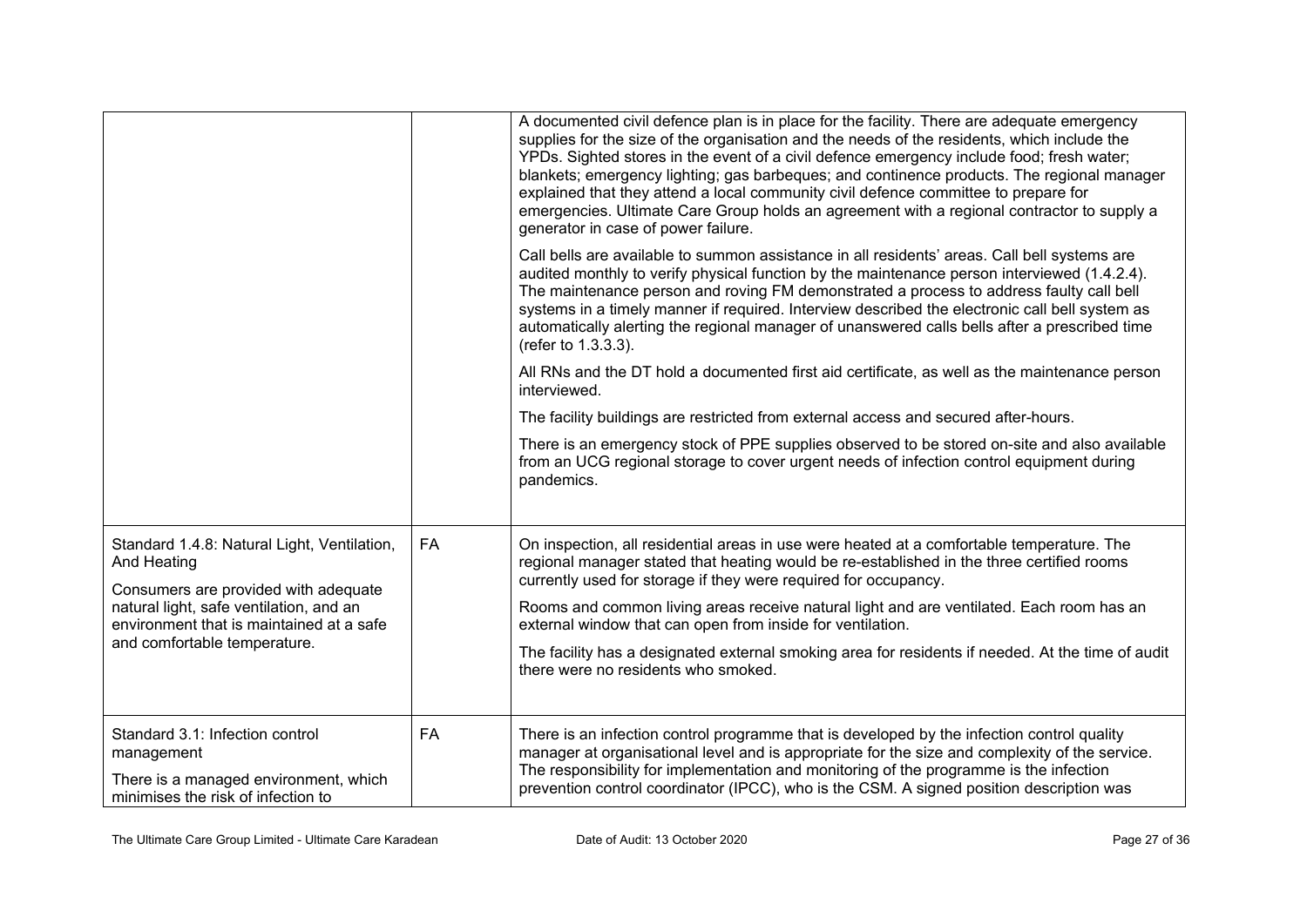| | | |
|---|---|---|
| | | A documented civil defence plan is in place for the facility. There are adequate emergency supplies for the size of the organisation and the needs of the residents, which include the YPDs. Sighted stores in the event of a civil defence emergency include food; fresh water; blankets; emergency lighting; gas barbeques; and continence products. The regional manager explained that they attend a local community civil defence committee to prepare for emergencies. Ultimate Care Group holds an agreement with a regional contractor to supply a generator in case of power failure.<br><br>Call bells are available to summon assistance in all residents' areas. Call bell systems are audited monthly to verify physical function by the maintenance person interviewed (1.4.2.4). The maintenance person and roving FM demonstrated a process to address faulty call bell systems in a timely manner if required. Interview described the electronic call bell system as automatically alerting the regional manager of unanswered calls bells after a prescribed time (refer to 1.3.3.3).<br><br>All RNs and the DT hold a documented first aid certificate, as well as the maintenance person interviewed.<br><br>The facility buildings are restricted from external access and secured after-hours.<br><br>There is an emergency stock of PPE supplies observed to be stored on-site and also available from an UCG regional storage to cover urgent needs of infection control equipment during pandemics. |
| Standard 1.4.8: Natural Light, Ventilation, And Heating<br><br>Consumers are provided with adequate natural light, safe ventilation, and an environment that is maintained at a safe and comfortable temperature. | FA | On inspection, all residential areas in use were heated at a comfortable temperature. The regional manager stated that heating would be re-established in the three certified rooms currently used for storage if they were required for occupancy.<br><br>Rooms and common living areas receive natural light and are ventilated. Each room has an external window that can open from inside for ventilation.<br><br>The facility has a designated external smoking area for residents if needed. At the time of audit there were no residents who smoked. |
| Standard 3.1: Infection control management<br><br>There is a managed environment, which minimises the risk of infection to | FA | There is an infection control programme that is developed by the infection control quality manager at organisational level and is appropriate for the size and complexity of the service. The responsibility for implementation and monitoring of the programme is the infection prevention control coordinator (IPCC), who is the CSM. A signed position description was |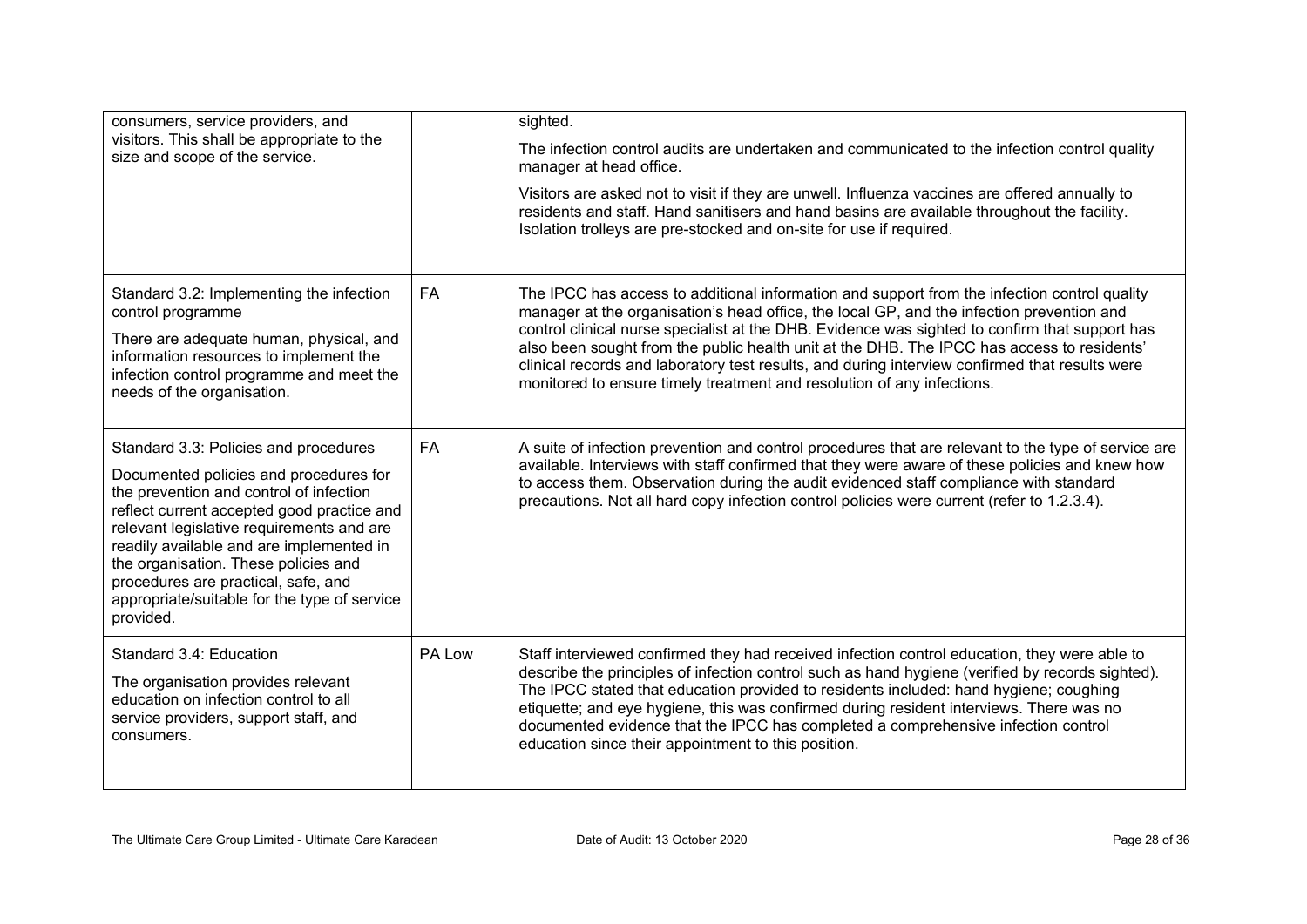| | | |
|---|---|---|
| consumers, service providers, and visitors. This shall be appropriate to the size and scope of the service. | | sighted.<br><br>The infection control audits are undertaken and communicated to the infection control quality manager at head office.<br><br>Visitors are asked not to visit if they are unwell. Influenza vaccines are offered annually to residents and staff. Hand sanitisers and hand basins are available throughout the facility. Isolation trolleys are pre-stocked and on-site for use if required. |
| Standard 3.2: Implementing the infection control programme<br><br>There are adequate human, physical, and information resources to implement the infection control programme and meet the needs of the organisation. | FA | The IPCC has access to additional information and support from the infection control quality manager at the organisation's head office, the local GP, and the infection prevention and control clinical nurse specialist at the DHB. Evidence was sighted to confirm that support has also been sought from the public health unit at the DHB. The IPCC has access to residents' clinical records and laboratory test results, and during interview confirmed that results were monitored to ensure timely treatment and resolution of any infections. |
| Standard 3.3: Policies and procedures<br><br>Documented policies and procedures for the prevention and control of infection reflect current accepted good practice and relevant legislative requirements and are readily available and are implemented in the organisation. These policies and procedures are practical, safe, and appropriate/suitable for the type of service provided. | FA | A suite of infection prevention and control procedures that are relevant to the type of service are available. Interviews with staff confirmed that they were aware of these policies and knew how to access them. Observation during the audit evidenced staff compliance with standard precautions. Not all hard copy infection control policies were current (refer to 1.2.3.4). |
| Standard 3.4: Education<br><br>The organisation provides relevant education on infection control to all service providers, support staff, and consumers. | PA Low | Staff interviewed confirmed they had received infection control education, they were able to describe the principles of infection control such as hand hygiene (verified by records sighted). The IPCC stated that education provided to residents included: hand hygiene; coughing etiquette; and eye hygiene, this was confirmed during resident interviews. There was no documented evidence that the IPCC has completed a comprehensive infection control education since their appointment to this position. |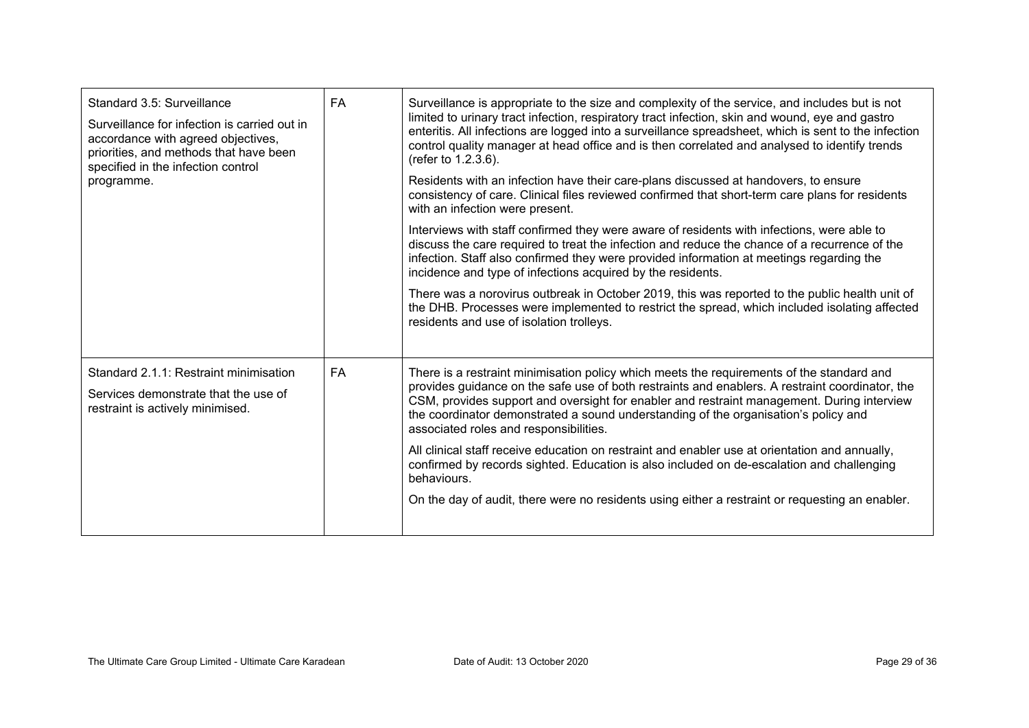| | | |
|---|---|---|
| Standard 3.5: Surveillance<br><br>Surveillance for infection is carried out in accordance with agreed objectives, priorities, and methods that have been specified in the infection control programme. | FA | Surveillance is appropriate to the size and complexity of the service, and includes but is not limited to urinary tract infection, respiratory tract infection, skin and wound, eye and gastro enteritis. All infections are logged into a surveillance spreadsheet, which is sent to the infection control quality manager at head office and is then correlated and analysed to identify trends (refer to 1.2.3.6).<br><br>Residents with an infection have their care-plans discussed at handovers, to ensure consistency of care. Clinical files reviewed confirmed that short-term care plans for residents with an infection were present.<br><br>Interviews with staff confirmed they were aware of residents with infections, were able to discuss the care required to treat the infection and reduce the chance of a recurrence of the infection. Staff also confirmed they were provided information at meetings regarding the incidence and type of infections acquired by the residents.<br><br>There was a norovirus outbreak in October 2019, this was reported to the public health unit of the DHB. Processes were implemented to restrict the spread, which included isolating affected residents and use of isolation trolleys. |
| Standard 2.1.1: Restraint minimisation<br><br>Services demonstrate that the use of restraint is actively minimised. | FA | There is a restraint minimisation policy which meets the requirements of the standard and provides guidance on the safe use of both restraints and enablers. A restraint coordinator, the CSM, provides support and oversight for enabler and restraint management. During interview the coordinator demonstrated a sound understanding of the organisation's policy and associated roles and responsibilities.<br><br>All clinical staff receive education on restraint and enabler use at orientation and annually, confirmed by records sighted. Education is also included on de-escalation and challenging behaviours.<br><br>On the day of audit, there were no residents using either a restraint or requesting an enabler. |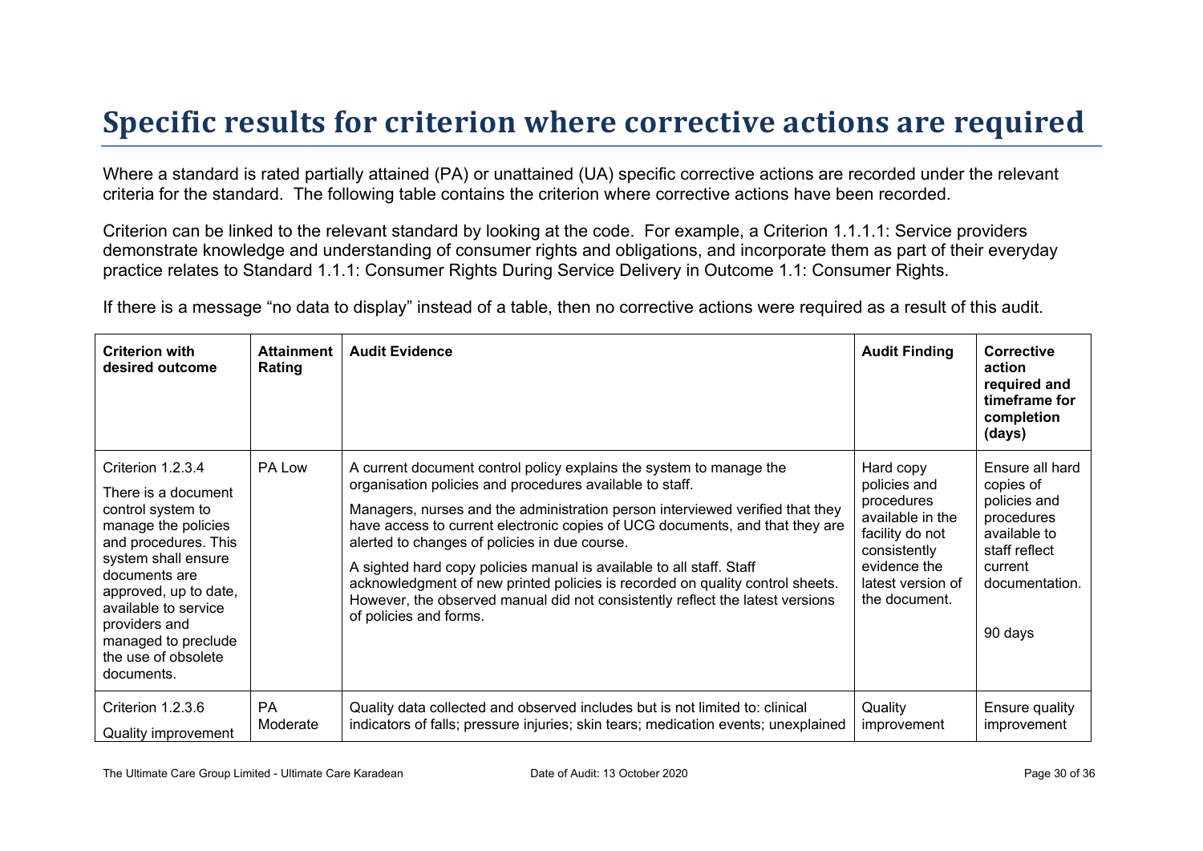# Specific results for criterion where corrective actions are required

Where a standard is rated partially attained (PA) or unattained (UA) specific corrective actions are recorded under the relevant criteria for the standard. The following table contains the criterion where corrective actions have been recorded.

Criterion can be linked to the relevant standard by looking at the code. For example, a Criterion 1.1.1.1: Service providers demonstrate knowledge and understanding of consumer rights and obligations, and incorporate them as part of their everyday practice relates to Standard 1.1.1: Consumer Rights During Service Delivery in Outcome 1.1: Consumer Rights.

If there is a message "no data to display" instead of a table, then no corrective actions were required as a result of this audit.

| Criterion with desired outcome | Attainment Rating | Audit Evidence | Audit Finding | Corrective action required and timeframe for completion (days) |
|---|---|---|---|---|
| Criterion 1.2.3.4<br><br>There is a document control system to manage the policies and procedures. This system shall ensure documents are approved, up to date, available to service providers and managed to preclude the use of obsolete documents. | PA Low | A current document control policy explains the system to manage the organisation policies and procedures available to staff.<br><br>Managers, nurses and the administration person interviewed verified that they have access to current electronic copies of UCG documents, and that they are alerted to changes of policies in due course.<br><br>A sighted hard copy policies manual is available to all staff. Staff acknowledgment of new printed policies is recorded on quality control sheets. However, the observed manual did not consistently reflect the latest versions of policies and forms. | Hard copy policies and procedures available in the facility do not consistently evidence the latest version of the document. | Ensure all hard copies of policies and procedures available to staff reflect current documentation.<br><br>90 days |
| Criterion 1.2.3.6<br><br>Quality improvement | PA Moderate | Quality data collected and observed includes but is not limited to: clinical indicators of falls; pressure injuries; skin tears; medication events; unexplained | Quality improvement | Ensure quality improvement |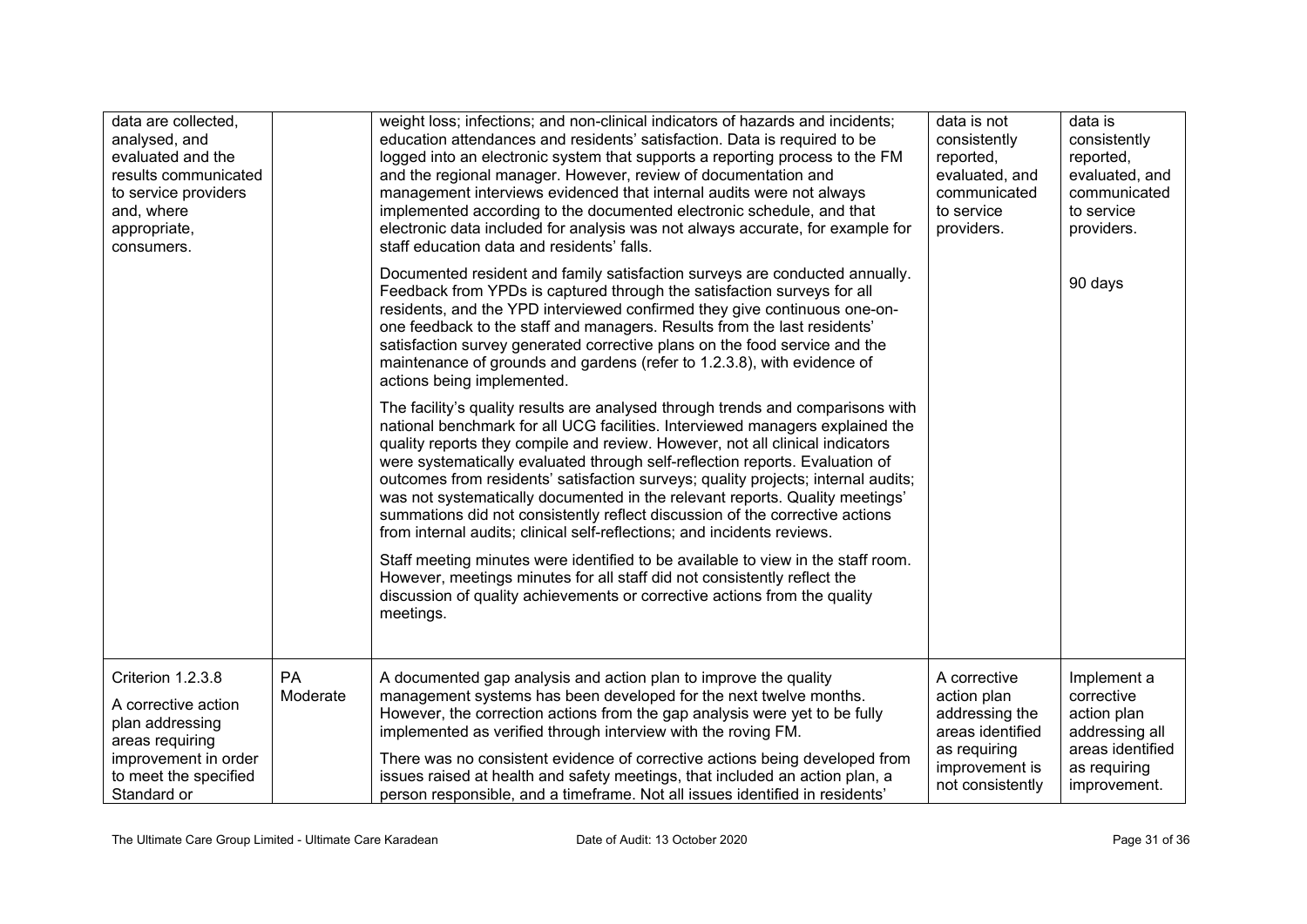| | | | | |
|---|---|---|---|---|
| data are collected, analysed, and evaluated and the results communicated to service providers and, where appropriate, consumers. | | weight loss; infections; and non-clinical indicators of hazards and incidents; education attendances and residents' satisfaction. Data is required to be logged into an electronic system that supports a reporting process to the FM and the regional manager. However, review of documentation and management interviews evidenced that internal audits were not always implemented according to the documented electronic schedule, and that electronic data included for analysis was not always accurate, for example for staff education data and residents' falls.<br><br>Documented resident and family satisfaction surveys are conducted annually. Feedback from YPDs is captured through the satisfaction surveys for all residents, and the YPD interviewed confirmed they give continuous one-on-one feedback to the staff and managers. Results from the last residents' satisfaction survey generated corrective plans on the food service and the maintenance of grounds and gardens (refer to 1.2.3.8), with evidence of actions being implemented.<br><br>The facility's quality results are analysed through trends and comparisons with national benchmark for all UCG facilities. Interviewed managers explained the quality reports they compile and review. However, not all clinical indicators were systematically evaluated through self-reflection reports. Evaluation of outcomes from residents' satisfaction surveys; quality projects; internal audits; was not systematically documented in the relevant reports. Quality meetings' summations did not consistently reflect discussion of the corrective actions from internal audits; clinical self-reflections; and incidents reviews.<br><br>Staff meeting minutes were identified to be available to view in the staff room. However, meetings minutes for all staff did not consistently reflect the discussion of quality achievements or corrective actions from the quality meetings. | data is not consistently reported, evaluated, and communicated to service providers. | data is consistently reported, evaluated, and communicated to service providers.<br><br>90 days |
| Criterion 1.2.3.8<br><br>A corrective action plan addressing areas requiring improvement in order to meet the specified Standard or | PA Moderate | A documented gap analysis and action plan to improve the quality management systems has been developed for the next twelve months. However, the correction actions from the gap analysis were yet to be fully implemented as verified through interview with the roving FM.<br><br>There was no consistent evidence of corrective actions being developed from issues raised at health and safety meetings, that included an action plan, a person responsible, and a timeframe. Not all issues identified in residents' | A corrective action plan addressing the areas identified as requiring improvement is not consistently | Implement a corrective action plan addressing all areas identified as requiring improvement. |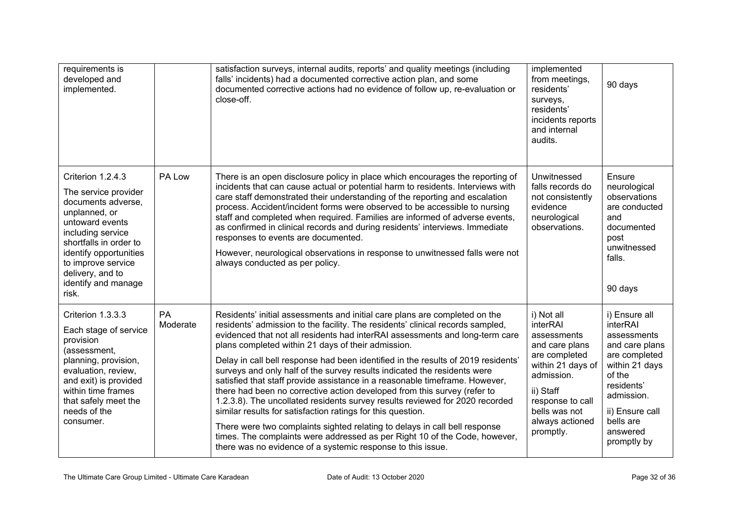| | | | | |
|---|---|---|---|---|
| requirements is developed and implemented. | | satisfaction surveys, internal audits, reports' and quality meetings (including falls' incidents) had a documented corrective action plan, and some documented corrective actions had no evidence of follow up, re-evaluation or close-off. | implemented from meetings, residents' surveys, residents' incidents reports and internal audits. | 90 days |
| Criterion 1.2.4.3<br><br>The service provider documents adverse, unplanned, or untoward events including service shortfalls in order to identify opportunities to improve service delivery, and to identify and manage risk. | PA Low | There is an open disclosure policy in place which encourages the reporting of incidents that can cause actual or potential harm to residents. Interviews with care staff demonstrated their understanding of the reporting and escalation process. Accident/incident forms were observed to be accessible to nursing staff and completed when required. Families are informed of adverse events, as confirmed in clinical records and during residents' interviews. Immediate responses to events are documented.<br><br>However, neurological observations in response to unwitnessed falls were not always conducted as per policy. | Unwitnessed falls records do not consistently evidence neurological observations. | Ensure neurological observations are conducted and documented post unwitnessed falls.<br><br>90 days |
| Criterion 1.3.3.3<br><br>Each stage of service provision (assessment, planning, provision, evaluation, review, and exit) is provided within time frames that safely meet the needs of the consumer. | PA Moderate | Residents' initial assessments and initial care plans are completed on the residents' admission to the facility. The residents' clinical records sampled, evidenced that not all residents had interRAI assessments and long-term care plans completed within 21 days of their admission.<br><br>Delay in call bell response had been identified in the results of 2019 residents' surveys and only half of the survey results indicated the residents were satisfied that staff provide assistance in a reasonable timeframe. However, there had been no corrective action developed from this survey (refer to 1.2.3.8). The uncollated residents survey results reviewed for 2020 recorded similar results for satisfaction ratings for this question.<br><br>There were two complaints sighted relating to delays in call bell response times. The complaints were addressed as per Right 10 of the Code, however, there was no evidence of a systemic response to this issue. | i) Not all interRAI assessments and care plans are completed within 21 days of admission.<br><br>ii) Staff response to call bells was not always actioned promptly. | i) Ensure all interRAI assessments and care plans are completed within 21 days of the residents' admission.<br><br>ii) Ensure call bells are answered promptly by |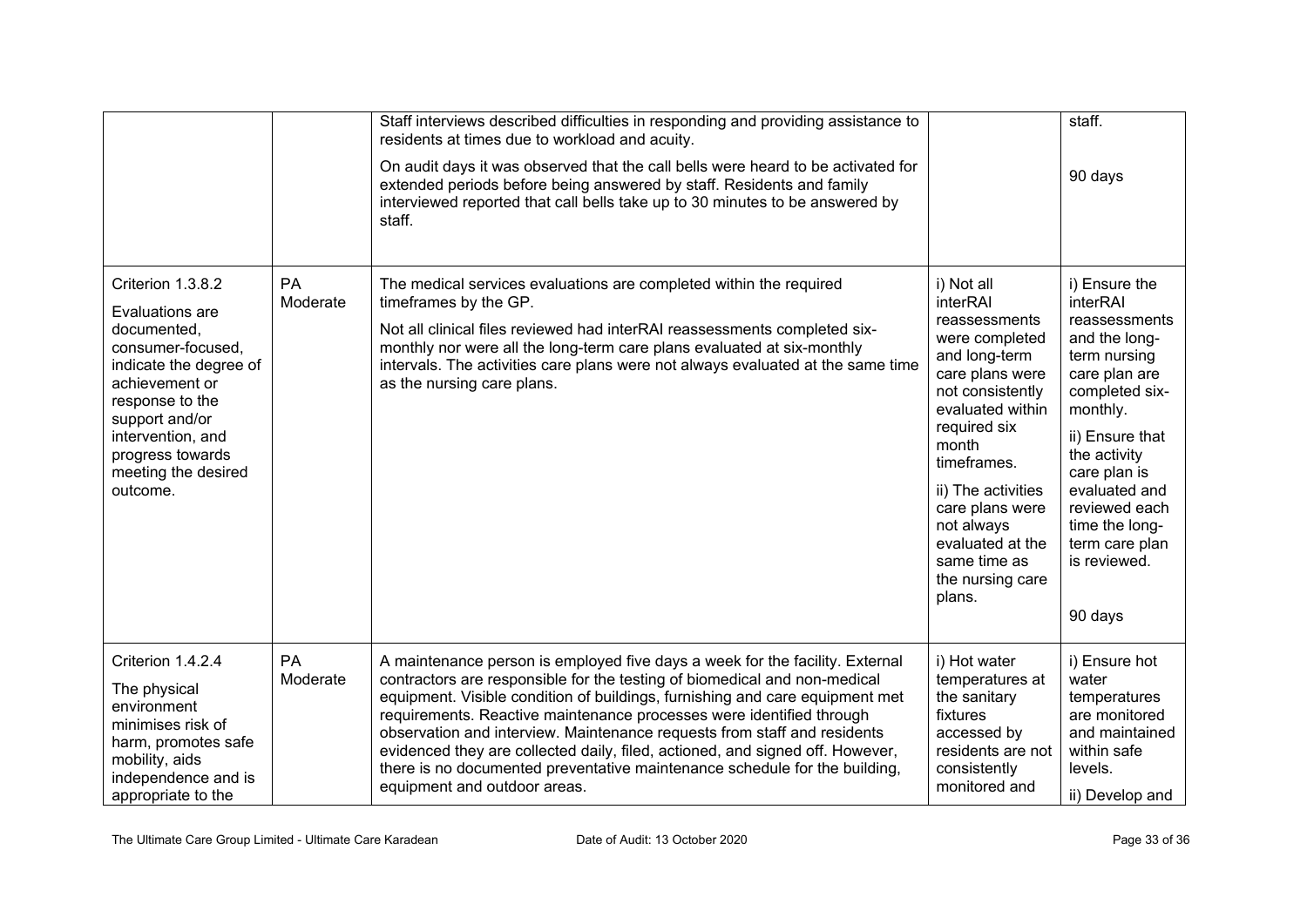|  |  | Staff interviews described difficulties in responding and providing assistance to residents at times due to workload and acuity.<br><br>On audit days it was observed that the call bells were heard to be activated for extended periods before being answered by staff. Residents and family interviewed reported that call bells take up to 30 minutes to be answered by staff. |  | staff.<br><br>90 days |
|---|---|---|---|---|
| Criterion 1.3.8.2<br><br>Evaluations are documented, consumer-focused, indicate the degree of achievement or response to the support and/or intervention, and progress towards meeting the desired outcome. | PA Moderate | The medical services evaluations are completed within the required timeframes by the GP.<br><br>Not all clinical files reviewed had interRAI reassessments completed six-monthly nor were all the long-term care plans evaluated at six-monthly intervals. The activities care plans were not always evaluated at the same time as the nursing care plans. | i) Not all interRAI reassessments were completed and long-term care plans were not consistently evaluated within required six month timeframes.<br><br>ii) The activities care plans were not always evaluated at the same time as the nursing care plans. | i) Ensure the interRAI reassessments and the long-term nursing care plan are completed six-monthly.<br><br>ii) Ensure that the activity care plan is evaluated and reviewed each time the long-term care plan is reviewed.<br><br>90 days |
| Criterion 1.4.2.4<br><br>The physical environment minimises risk of harm, promotes safe mobility, aids independence and is appropriate to the | PA Moderate | A maintenance person is employed five days a week for the facility. External contractors are responsible for the testing of biomedical and non-medical equipment. Visible condition of buildings, furnishing and care equipment met requirements. Reactive maintenance processes were identified through observation and interview. Maintenance requests from staff and residents evidenced they are collected daily, filed, actioned, and signed off. However, there is no documented preventative maintenance schedule for the building, equipment and outdoor areas. | i) Hot water temperatures at the sanitary fixtures accessed by residents are not consistently monitored and | i) Ensure hot water temperatures are monitored and maintained within safe levels.<br><br>ii) Develop and |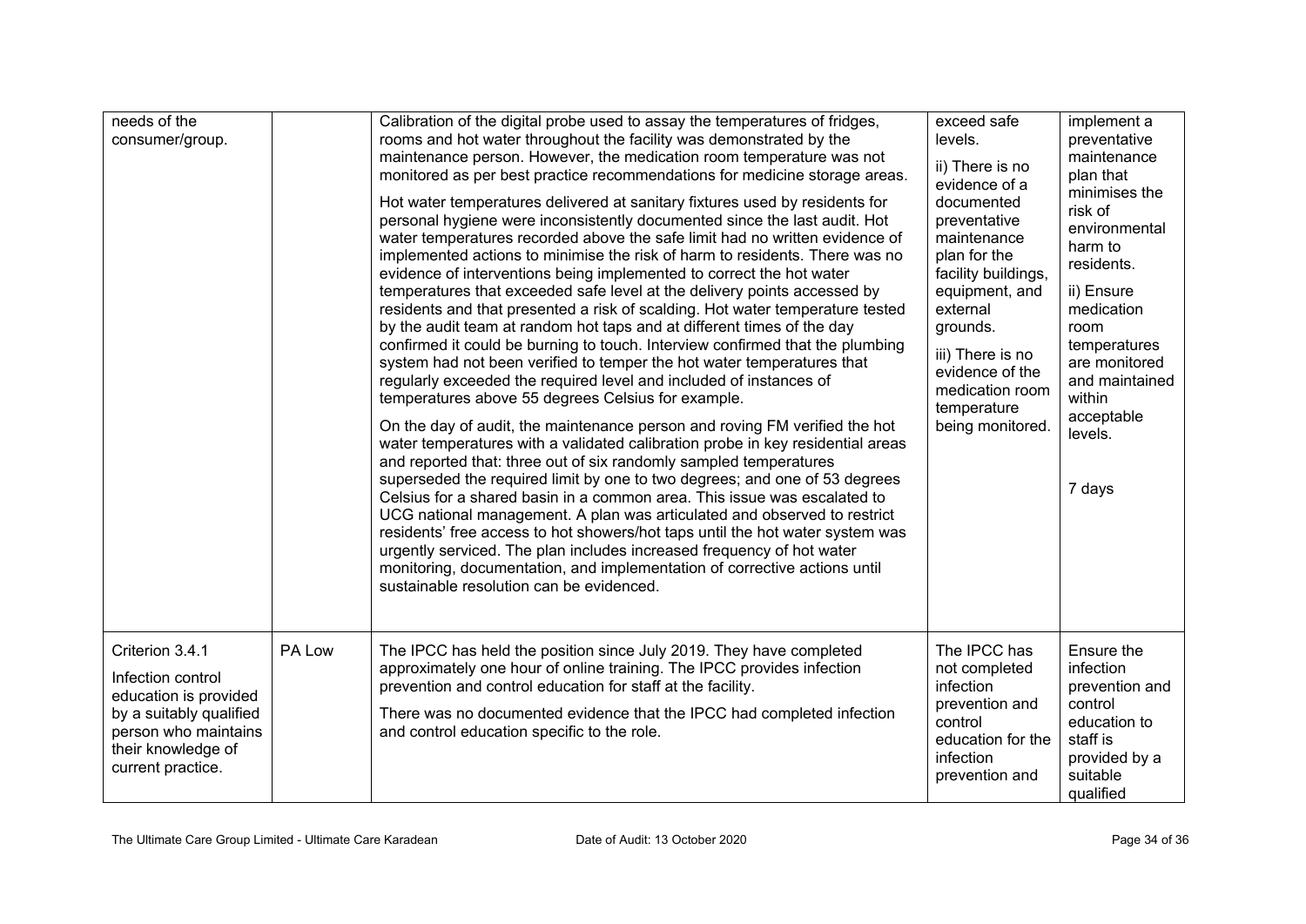| | | | | |
|---|---|---|---|---|
| needs of the consumer/group. | | Calibration of the digital probe used to assay the temperatures of fridges, rooms and hot water throughout the facility was demonstrated by the maintenance person. However, the medication room temperature was not monitored as per best practice recommendations for medicine storage areas.<br><br>Hot water temperatures delivered at sanitary fixtures used by residents for personal hygiene were inconsistently documented since the last audit. Hot water temperatures recorded above the safe limit had no written evidence of implemented actions to minimise the risk of harm to residents. There was no evidence of interventions being implemented to correct the hot water temperatures that exceeded safe level at the delivery points accessed by residents and that presented a risk of scalding. Hot water temperature tested by the audit team at random hot taps and at different times of the day confirmed it could be burning to touch. Interview confirmed that the plumbing system had not been verified to temper the hot water temperatures that regularly exceeded the required level and included of instances of temperatures above 55 degrees Celsius for example.<br><br>On the day of audit, the maintenance person and roving FM verified the hot water temperatures with a validated calibration probe in key residential areas and reported that: three out of six randomly sampled temperatures superseded the required limit by one to two degrees; and one of 53 degrees Celsius for a shared basin in a common area. This issue was escalated to UCG national management. A plan was articulated and observed to restrict residents' free access to hot showers/hot taps until the hot water system was urgently serviced. The plan includes increased frequency of hot water monitoring, documentation, and implementation of corrective actions until sustainable resolution can be evidenced. | exceed safe levels.<br><br>ii) There is no evidence of a documented preventative maintenance plan for the facility buildings, equipment, and external grounds.<br><br>iii) There is no evidence of the medication room temperature being monitored. | implement a preventative maintenance plan that minimises the risk of environmental harm to residents.<br><br>ii) Ensure medication room temperatures are monitored and maintained within acceptable levels.<br><br>7 days |
| Criterion 3.4.1<br><br>Infection control education is provided by a suitably qualified person who maintains their knowledge of current practice. | PA Low | The IPCC has held the position since July 2019. They have completed approximately one hour of online training. The IPCC provides infection prevention and control education for staff at the facility.<br><br>There was no documented evidence that the IPCC had completed infection and control education specific to the role. | The IPCC has not completed infection prevention and control education for the infection prevention and | Ensure the infection prevention and control education to staff is provided by a suitable qualified |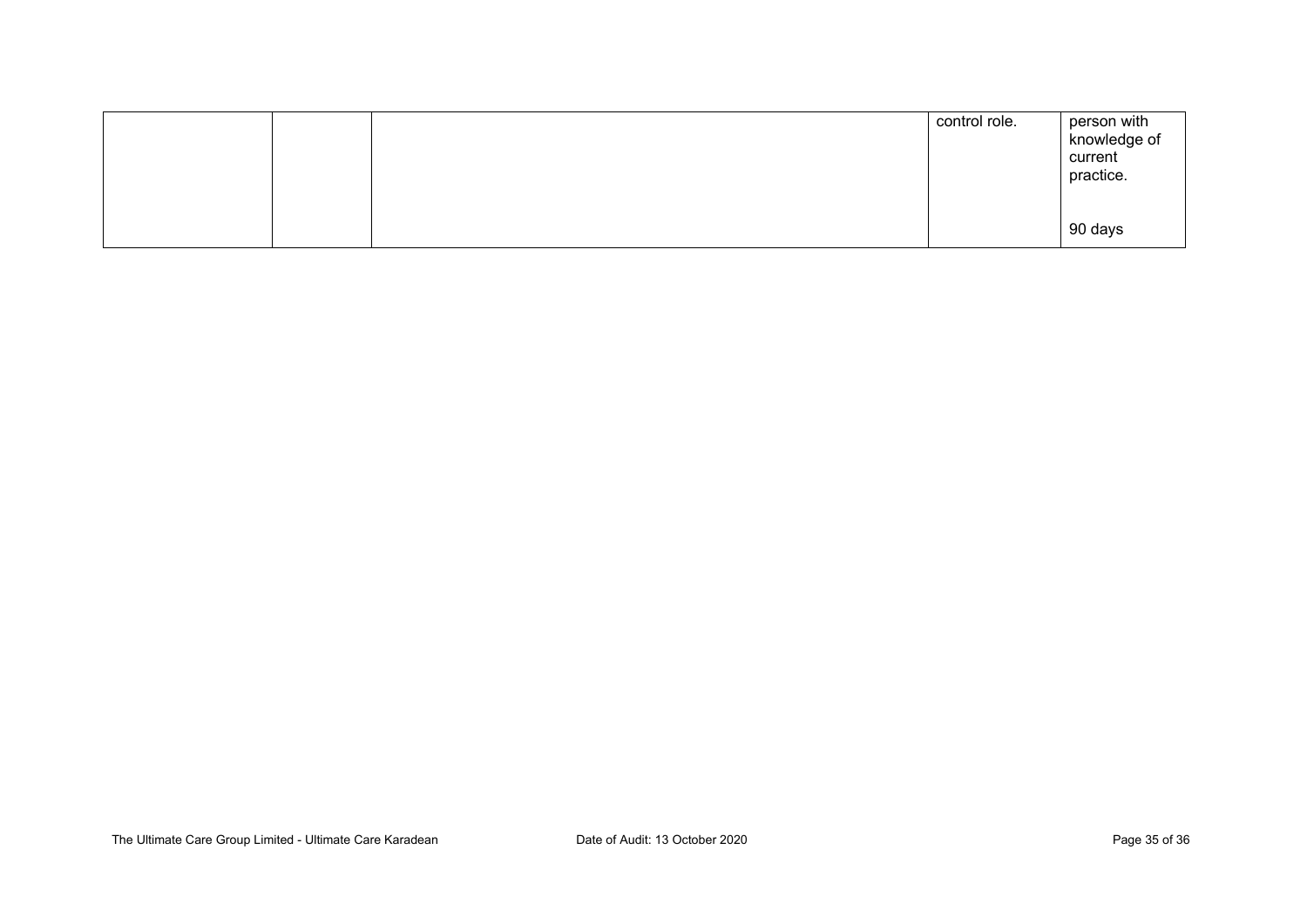| | | | | |
|---|---|---|---|---|
| | | | control role. | person with knowledge of current practice.<br><br>90 days |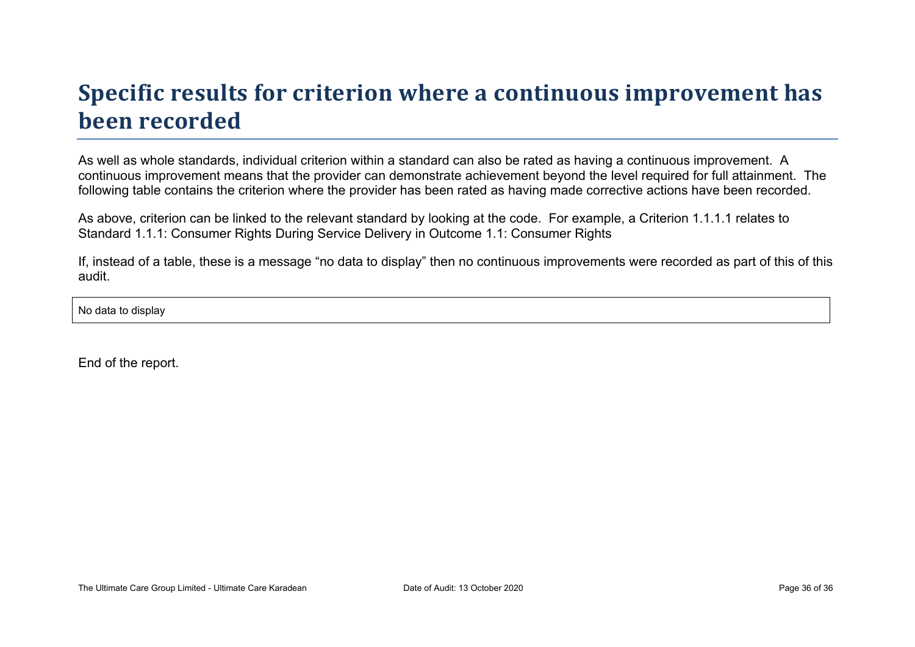# Specific results for criterion where a continuous improvement has been recorded

As well as whole standards, individual criterion within a standard can also be rated as having a continuous improvement. A continuous improvement means that the provider can demonstrate achievement beyond the level required for full attainment. The following table contains the criterion where the provider has been rated as having made corrective actions have been recorded.

As above, criterion can be linked to the relevant standard by looking at the code. For example, a Criterion 1.1.1.1 relates to Standard 1.1.1: Consumer Rights During Service Delivery in Outcome 1.1: Consumer Rights

If, instead of a table, these is a message “no data to display” then no continuous improvements were recorded as part of this of this audit.

No data to display

End of the report.